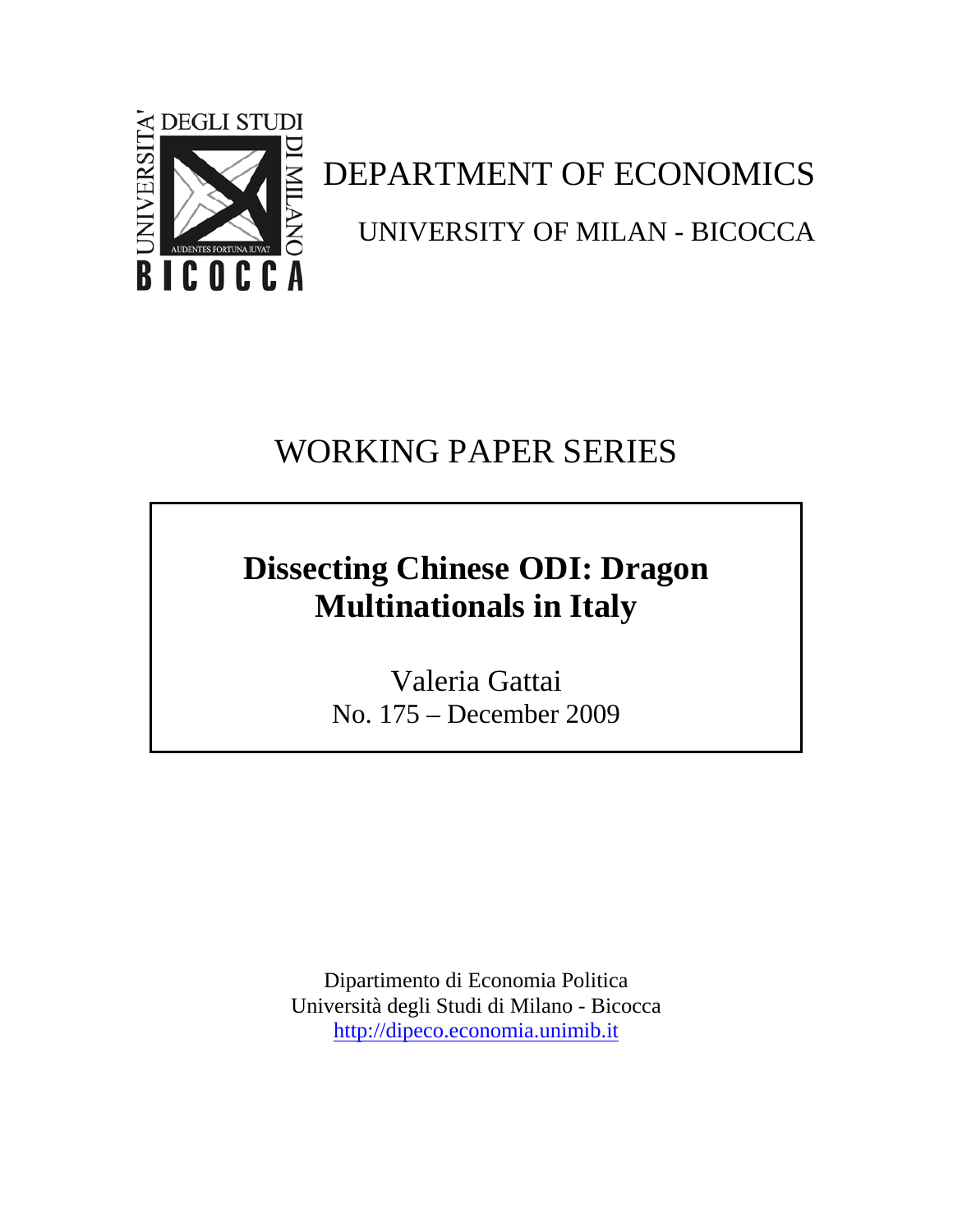DEPARTMENT OF ECONOMICS

UNIVERSITY OF MILAN - BICOCCA

# WORKING PAPER SERIES

## Dissecting Chinese ODI: Dragon Multinationals in Italy

Valeria Gattai

No. 175 – December 2009

Dipartimento di Economia Politica
Università degli Studi di Milano - Bicocca
http://dipeco.economia.unimib.it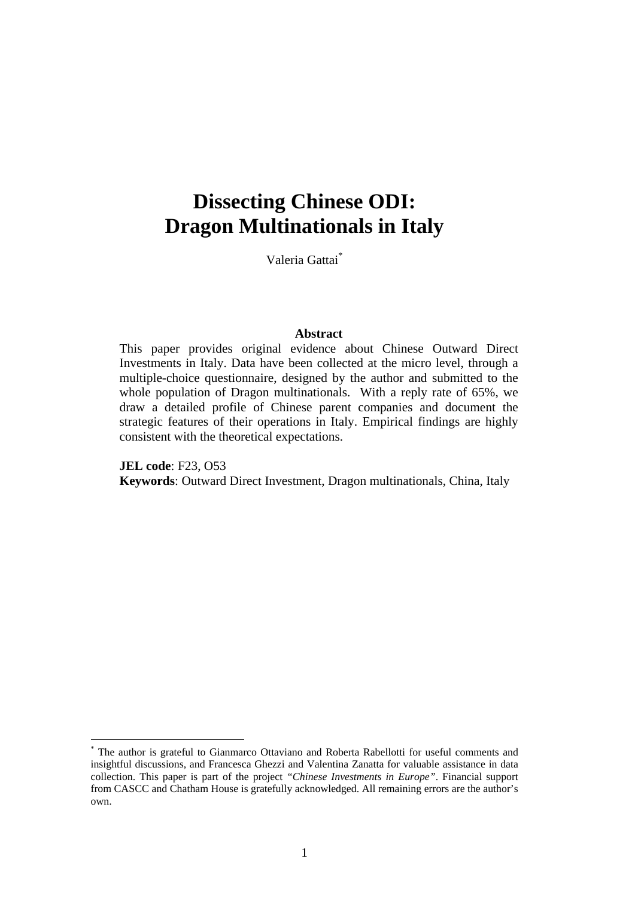# Dissecting Chinese ODI: Dragon Multinationals in Italy

Valeria Gattai[*]

**Abstract**

This paper provides original evidence about Chinese Outward Direct Investments in Italy. Data have been collected at the micro level, through a multiple-choice questionnaire, designed by the author and submitted to the whole population of Dragon multinationals. With a reply rate of 65%, we draw a detailed profile of Chinese parent companies and document the strategic features of their operations in Italy. Empirical findings are highly consistent with the theoretical expectations.

**JEL code**: F23, O53
**Keywords**: Outward Direct Investment, Dragon multinationals, China, Italy

---

[*] The author is grateful to Gianmarco Ottaviano and Roberta Rabellotti for useful comments and insightful discussions, and Francesca Ghezzi and Valentina Zanatta for valuable assistance in data collection. This paper is part of the project *"Chinese Investments in Europe"*. Financial support from CASCC and Chatham House is gratefully acknowledged. All remaining errors are the author's own.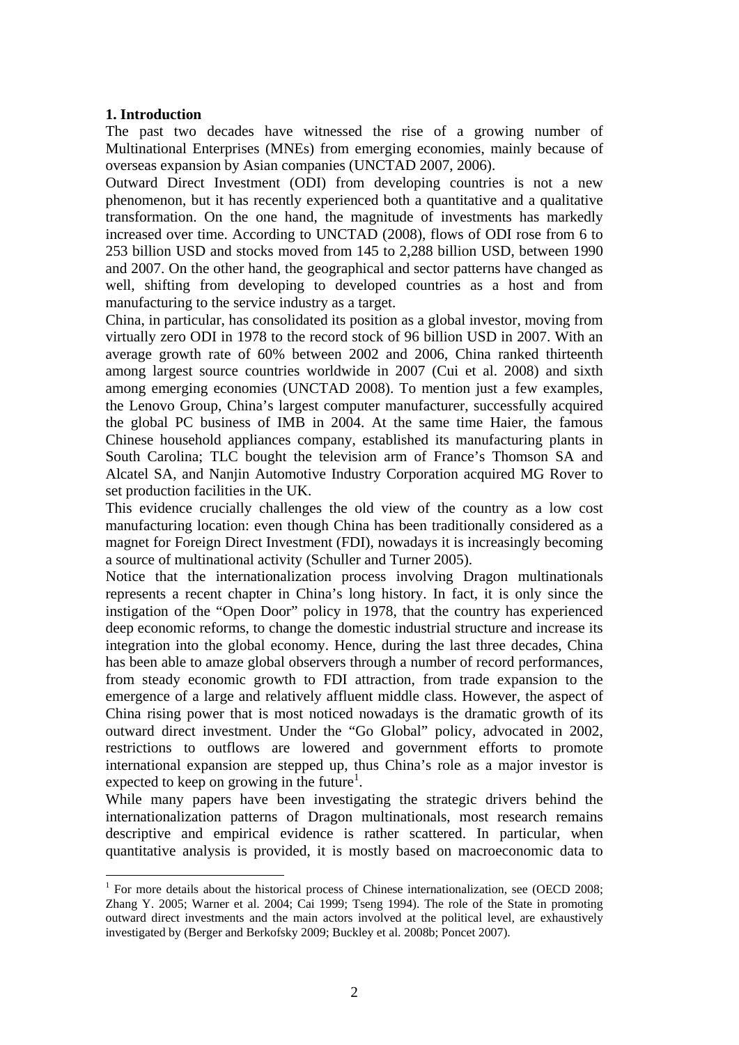## 1. Introduction

The past two decades have witnessed the rise of a growing number of Multinational Enterprises (MNEs) from emerging economies, mainly because of overseas expansion by Asian companies (UNCTAD 2007, 2006).

Outward Direct Investment (ODI) from developing countries is not a new phenomenon, but it has recently experienced both a quantitative and a qualitative transformation. On the one hand, the magnitude of investments has markedly increased over time. According to UNCTAD (2008), flows of ODI rose from 6 to 253 billion USD and stocks moved from 145 to 2,288 billion USD, between 1990 and 2007. On the other hand, the geographical and sector patterns have changed as well, shifting from developing to developed countries as a host and from manufacturing to the service industry as a target.

China, in particular, has consolidated its position as a global investor, moving from virtually zero ODI in 1978 to the record stock of 96 billion USD in 2007. With an average growth rate of 60% between 2002 and 2006, China ranked thirteenth among largest source countries worldwide in 2007 (Cui et al. 2008) and sixth among emerging economies (UNCTAD 2008). To mention just a few examples, the Lenovo Group, China's largest computer manufacturer, successfully acquired the global PC business of IMB in 2004. At the same time Haier, the famous Chinese household appliances company, established its manufacturing plants in South Carolina; TLC bought the television arm of France's Thomson SA and Alcatel SA, and Nanjin Automotive Industry Corporation acquired MG Rover to set production facilities in the UK.

This evidence crucially challenges the old view of the country as a low cost manufacturing location: even though China has been traditionally considered as a magnet for Foreign Direct Investment (FDI), nowadays it is increasingly becoming a source of multinational activity (Schuller and Turner 2005).

Notice that the internationalization process involving Dragon multinationals represents a recent chapter in China's long history. In fact, it is only since the instigation of the "Open Door" policy in 1978, that the country has experienced deep economic reforms, to change the domestic industrial structure and increase its integration into the global economy. Hence, during the last three decades, China has been able to amaze global observers through a number of record performances, from steady economic growth to FDI attraction, from trade expansion to the emergence of a large and relatively affluent middle class. However, the aspect of China rising power that is most noticed nowadays is the dramatic growth of its outward direct investment. Under the "Go Global" policy, advocated in 2002, restrictions to outflows are lowered and government efforts to promote international expansion are stepped up, thus China's role as a major investor is expected to keep on growing in the future[1].

While many papers have been investigating the strategic drivers behind the internationalization patterns of Dragon multinationals, most research remains descriptive and empirical evidence is rather scattered. In particular, when quantitative analysis is provided, it is mostly based on macroeconomic data to

---

[1] For more details about the historical process of Chinese internationalization, see (OECD 2008; Zhang Y. 2005; Warner et al. 2004; Cai 1999; Tseng 1994). The role of the State in promoting outward direct investments and the main actors involved at the political level, are exhaustively investigated by (Berger and Berkofsky 2009; Buckley et al. 2008b; Poncet 2007).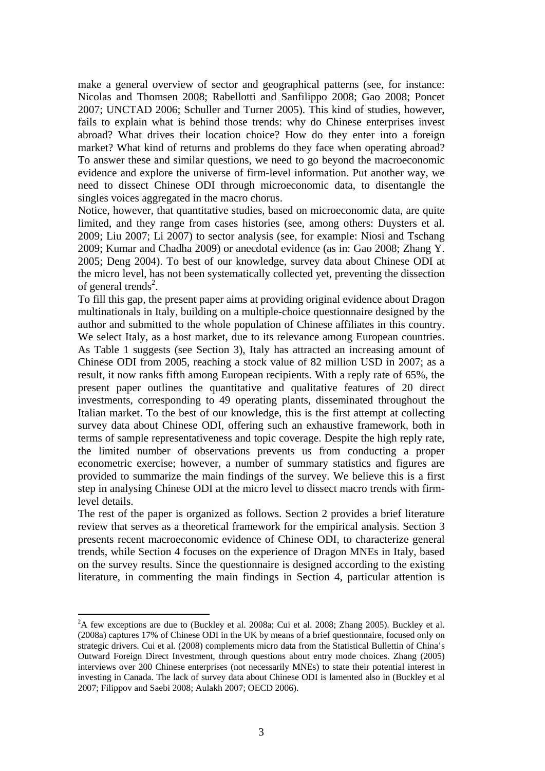make a general overview of sector and geographical patterns (see, for instance: Nicolas and Thomsen 2008; Rabellotti and Sanfilippo 2008; Gao 2008; Poncet 2007; UNCTAD 2006; Schuller and Turner 2005). This kind of studies, however, fails to explain what is behind those trends: why do Chinese enterprises invest abroad? What drives their location choice? How do they enter into a foreign market? What kind of returns and problems do they face when operating abroad? To answer these and similar questions, we need to go beyond the macroeconomic evidence and explore the universe of firm-level information. Put another way, we need to dissect Chinese ODI through microeconomic data, to disentangle the singles voices aggregated in the macro chorus.

Notice, however, that quantitative studies, based on microeconomic data, are quite limited, and they range from cases histories (see, among others: Duysters et al. 2009; Liu 2007; Li 2007) to sector analysis (see, for example: Niosi and Tschang 2009; Kumar and Chadha 2009) or anecdotal evidence (as in: Gao 2008; Zhang Y. 2005; Deng 2004). To best of our knowledge, survey data about Chinese ODI at the micro level, has not been systematically collected yet, preventing the dissection of general trends[2].

To fill this gap, the present paper aims at providing original evidence about Dragon multinationals in Italy, building on a multiple-choice questionnaire designed by the author and submitted to the whole population of Chinese affiliates in this country. We select Italy, as a host market, due to its relevance among European countries. As Table 1 suggests (see Section 3), Italy has attracted an increasing amount of Chinese ODI from 2005, reaching a stock value of 82 million USD in 2007; as a result, it now ranks fifth among European recipients. With a reply rate of 65%, the present paper outlines the quantitative and qualitative features of 20 direct investments, corresponding to 49 operating plants, disseminated throughout the Italian market. To the best of our knowledge, this is the first attempt at collecting survey data about Chinese ODI, offering such an exhaustive framework, both in terms of sample representativeness and topic coverage. Despite the high reply rate, the limited number of observations prevents us from conducting a proper econometric exercise; however, a number of summary statistics and figures are provided to summarize the main findings of the survey. We believe this is a first step in analysing Chinese ODI at the micro level to dissect macro trends with firm-level details.

The rest of the paper is organized as follows. Section 2 provides a brief literature review that serves as a theoretical framework for the empirical analysis. Section 3 presents recent macroeconomic evidence of Chinese ODI, to characterize general trends, while Section 4 focuses on the experience of Dragon MNEs in Italy, based on the survey results. Since the questionnaire is designed according to the existing literature, in commenting the main findings in Section 4, particular attention is

[2] A few exceptions are due to (Buckley et al. 2008a; Cui et al. 2008; Zhang 2005). Buckley et al. (2008a) captures 17% of Chinese ODI in the UK by means of a brief questionnaire, focused only on strategic drivers. Cui et al. (2008) complements micro data from the Statistical Bullettin of China's Outward Foreign Direct Investment, through questions about entry mode choices. Zhang (2005) interviews over 200 Chinese enterprises (not necessarily MNEs) to state their potential interest in investing in Canada. The lack of survey data about Chinese ODI is lamented also in (Buckley et al 2007; Filippov and Saebi 2008; Aulakh 2007; OECD 2006).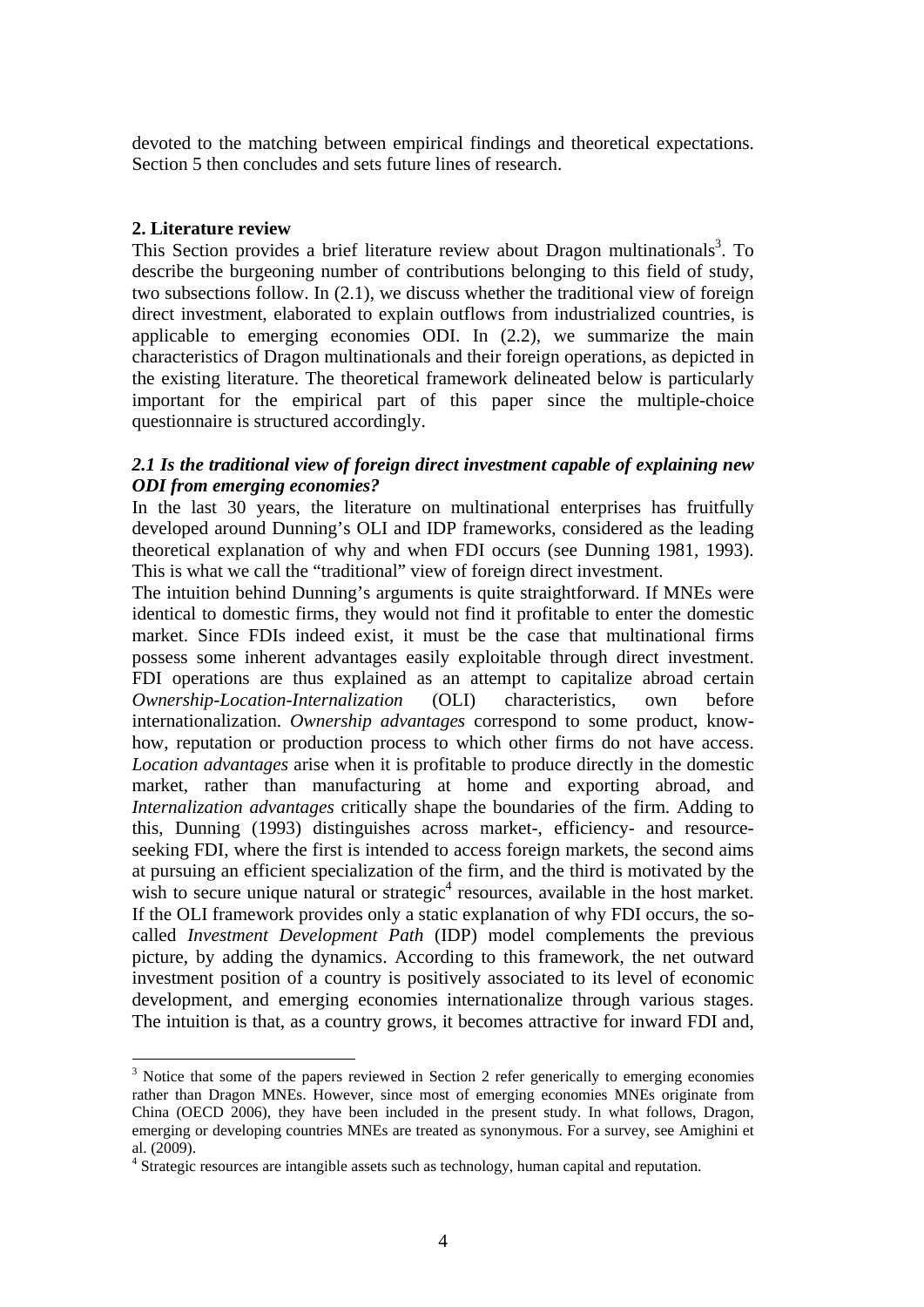devoted to the matching between empirical findings and theoretical expectations. Section 5 then concludes and sets future lines of research.

## 2. Literature review

This Section provides a brief literature review about Dragon multinationals[3]. To describe the burgeoning number of contributions belonging to this field of study, two subsections follow. In (2.1), we discuss whether the traditional view of foreign direct investment, elaborated to explain outflows from industrialized countries, is applicable to emerging economies ODI. In (2.2), we summarize the main characteristics of Dragon multinationals and their foreign operations, as depicted in the existing literature. The theoretical framework delineated below is particularly important for the empirical part of this paper since the multiple-choice questionnaire is structured accordingly.

### *2.1 Is the traditional view of foreign direct investment capable of explaining new ODI from emerging economies?*

In the last 30 years, the literature on multinational enterprises has fruitfully developed around Dunning's OLI and IDP frameworks, considered as the leading theoretical explanation of why and when FDI occurs (see Dunning 1981, 1993). This is what we call the "traditional" view of foreign direct investment.

The intuition behind Dunning's arguments is quite straightforward. If MNEs were identical to domestic firms, they would not find it profitable to enter the domestic market. Since FDIs indeed exist, it must be the case that multinational firms possess some inherent advantages easily exploitable through direct investment. FDI operations are thus explained as an attempt to capitalize abroad certain *Ownership-Location-Internalization* (OLI) characteristics, own before internationalization. *Ownership advantages* correspond to some product, know-how, reputation or production process to which other firms do not have access. *Location advantages* arise when it is profitable to produce directly in the domestic market, rather than manufacturing at home and exporting abroad, and *Internalization advantages* critically shape the boundaries of the firm. Adding to this, Dunning (1993) distinguishes across market-, efficiency- and resource-seeking FDI, where the first is intended to access foreign markets, the second aims at pursuing an efficient specialization of the firm, and the third is motivated by the wish to secure unique natural or strategic[4] resources, available in the host market. If the OLI framework provides only a static explanation of why FDI occurs, the so-called *Investment Development Path* (IDP) model complements the previous picture, by adding the dynamics. According to this framework, the net outward investment position of a country is positively associated to its level of economic development, and emerging economies internationalize through various stages. The intuition is that, as a country grows, it becomes attractive for inward FDI and,

[3] Notice that some of the papers reviewed in Section 2 refer generically to emerging economies rather than Dragon MNEs. However, since most of emerging economies MNEs originate from China (OECD 2006), they have been included in the present study. In what follows, Dragon, emerging or developing countries MNEs are treated as synonymous. For a survey, see Amighini et al. (2009).

[4] Strategic resources are intangible assets such as technology, human capital and reputation.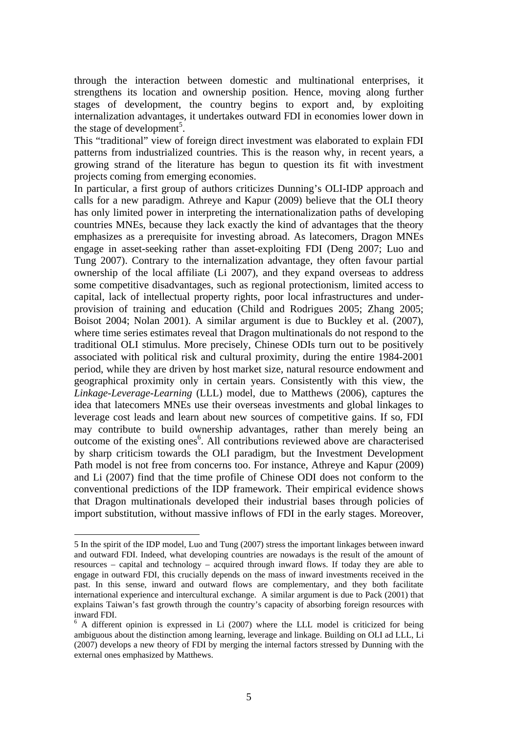through the interaction between domestic and multinational enterprises, it strengthens its location and ownership position. Hence, moving along further stages of development, the country begins to export and, by exploiting internalization advantages, it undertakes outward FDI in economies lower down in the stage of development[5].

This "traditional" view of foreign direct investment was elaborated to explain FDI patterns from industrialized countries. This is the reason why, in recent years, a growing strand of the literature has begun to question its fit with investment projects coming from emerging economies.

In particular, a first group of authors criticizes Dunning's OLI-IDP approach and calls for a new paradigm. Athreye and Kapur (2009) believe that the OLI theory has only limited power in interpreting the internationalization paths of developing countries MNEs, because they lack exactly the kind of advantages that the theory emphasizes as a prerequisite for investing abroad. As latecomers, Dragon MNEs engage in asset-seeking rather than asset-exploiting FDI (Deng 2007; Luo and Tung 2007). Contrary to the internalization advantage, they often favour partial ownership of the local affiliate (Li 2007), and they expand overseas to address some competitive disadvantages, such as regional protectionism, limited access to capital, lack of intellectual property rights, poor local infrastructures and under-provision of training and education (Child and Rodrigues 2005; Zhang 2005; Boisot 2004; Nolan 2001). A similar argument is due to Buckley et al. (2007), where time series estimates reveal that Dragon multinationals do not respond to the traditional OLI stimulus. More precisely, Chinese ODIs turn out to be positively associated with political risk and cultural proximity, during the entire 1984-2001 period, while they are driven by host market size, natural resource endowment and geographical proximity only in certain years. Consistently with this view, the *Linkage-Leverage-Learning* (LLL) model, due to Matthews (2006), captures the idea that latecomers MNEs use their overseas investments and global linkages to leverage cost leads and learn about new sources of competitive gains. If so, FDI may contribute to build ownership advantages, rather than merely being an outcome of the existing ones[6]. All contributions reviewed above are characterised by sharp criticism towards the OLI paradigm, but the Investment Development Path model is not free from concerns too. For instance, Athreye and Kapur (2009) and Li (2007) find that the time profile of Chinese ODI does not conform to the conventional predictions of the IDP framework. Their empirical evidence shows that Dragon multinationals developed their industrial bases through policies of import substitution, without massive inflows of FDI in the early stages. Moreover,

---

5 In the spirit of the IDP model, Luo and Tung (2007) stress the important linkages between inward and outward FDI. Indeed, what developing countries are nowadays is the result of the amount of resources – capital and technology – acquired through inward flows. If today they are able to engage in outward FDI, this crucially depends on the mass of inward investments received in the past. In this sense, inward and outward flows are complementary, and they both facilitate international experience and intercultural exchange. A similar argument is due to Pack (2001) that explains Taiwan's fast growth through the country's capacity of absorbing foreign resources with inward FDI.

6 A different opinion is expressed in Li (2007) where the LLL model is criticized for being ambiguous about the distinction among learning, leverage and linkage. Building on OLI ad LLL, Li (2007) develops a new theory of FDI by merging the internal factors stressed by Dunning with the external ones emphasized by Matthews.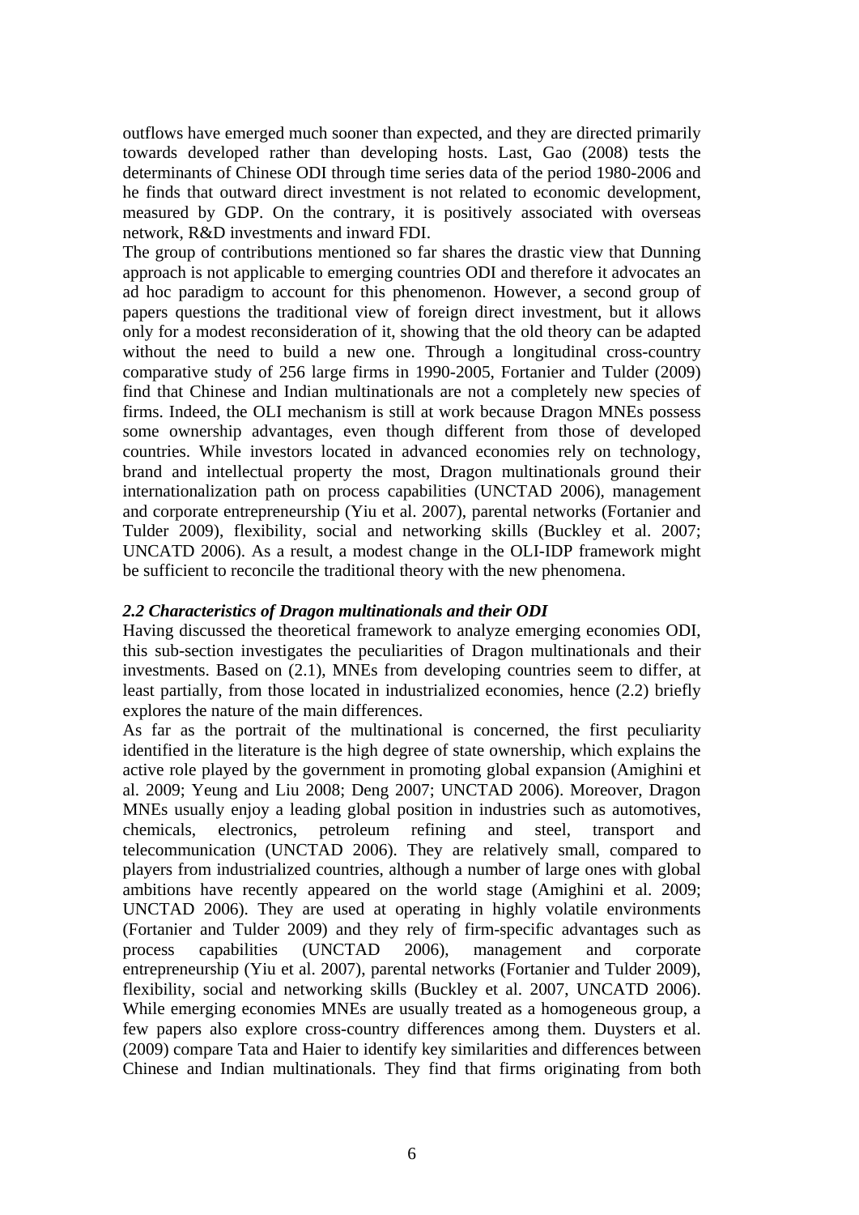outflows have emerged much sooner than expected, and they are directed primarily towards developed rather than developing hosts. Last, Gao (2008) tests the determinants of Chinese ODI through time series data of the period 1980-2006 and he finds that outward direct investment is not related to economic development, measured by GDP. On the contrary, it is positively associated with overseas network, R&D investments and inward FDI.

The group of contributions mentioned so far shares the drastic view that Dunning approach is not applicable to emerging countries ODI and therefore it advocates an ad hoc paradigm to account for this phenomenon. However, a second group of papers questions the traditional view of foreign direct investment, but it allows only for a modest reconsideration of it, showing that the old theory can be adapted without the need to build a new one. Through a longitudinal cross-country comparative study of 256 large firms in 1990-2005, Fortanier and Tulder (2009) find that Chinese and Indian multinationals are not a completely new species of firms. Indeed, the OLI mechanism is still at work because Dragon MNEs possess some ownership advantages, even though different from those of developed countries. While investors located in advanced economies rely on technology, brand and intellectual property the most, Dragon multinationals ground their internationalization path on process capabilities (UNCTAD 2006), management and corporate entrepreneurship (Yiu et al. 2007), parental networks (Fortanier and Tulder 2009), flexibility, social and networking skills (Buckley et al. 2007; UNCATD 2006). As a result, a modest change in the OLI-IDP framework might be sufficient to reconcile the traditional theory with the new phenomena.

### *2.2 Characteristics of Dragon multinationals and their ODI*

Having discussed the theoretical framework to analyze emerging economies ODI, this sub-section investigates the peculiarities of Dragon multinationals and their investments. Based on (2.1), MNEs from developing countries seem to differ, at least partially, from those located in industrialized economies, hence (2.2) briefly explores the nature of the main differences.

As far as the portrait of the multinational is concerned, the first peculiarity identified in the literature is the high degree of state ownership, which explains the active role played by the government in promoting global expansion (Amighini et al. 2009; Yeung and Liu 2008; Deng 2007; UNCTAD 2006). Moreover, Dragon MNEs usually enjoy a leading global position in industries such as automotives, chemicals, electronics, petroleum refining and steel, transport and telecommunication (UNCTAD 2006). They are relatively small, compared to players from industrialized countries, although a number of large ones with global ambitions have recently appeared on the world stage (Amighini et al. 2009; UNCTAD 2006). They are used at operating in highly volatile environments (Fortanier and Tulder 2009) and they rely of firm-specific advantages such as process capabilities (UNCTAD 2006), management and corporate entrepreneurship (Yiu et al. 2007), parental networks (Fortanier and Tulder 2009), flexibility, social and networking skills (Buckley et al. 2007, UNCATD 2006). While emerging economies MNEs are usually treated as a homogeneous group, a few papers also explore cross-country differences among them. Duysters et al. (2009) compare Tata and Haier to identify key similarities and differences between Chinese and Indian multinationals. They find that firms originating from both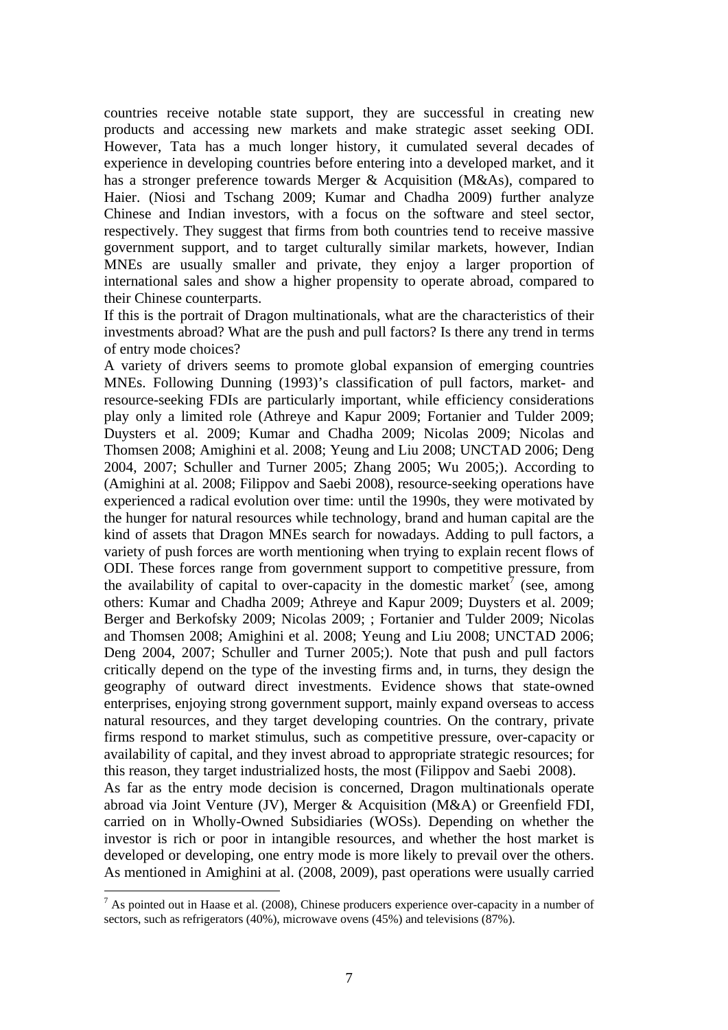countries receive notable state support, they are successful in creating new products and accessing new markets and make strategic asset seeking ODI. However, Tata has a much longer history, it cumulated several decades of experience in developing countries before entering into a developed market, and it has a stronger preference towards Merger & Acquisition (M&As), compared to Haier. (Niosi and Tschang 2009; Kumar and Chadha 2009) further analyze Chinese and Indian investors, with a focus on the software and steel sector, respectively. They suggest that firms from both countries tend to receive massive government support, and to target culturally similar markets, however, Indian MNEs are usually smaller and private, they enjoy a larger proportion of international sales and show a higher propensity to operate abroad, compared to their Chinese counterparts.

If this is the portrait of Dragon multinationals, what are the characteristics of their investments abroad? What are the push and pull factors? Is there any trend in terms of entry mode choices?

A variety of drivers seems to promote global expansion of emerging countries MNEs. Following Dunning (1993)'s classification of pull factors, market- and resource-seeking FDIs are particularly important, while efficiency considerations play only a limited role (Athreye and Kapur 2009; Fortanier and Tulder 2009; Duysters et al. 2009; Kumar and Chadha 2009; Nicolas 2009; Nicolas and Thomsen 2008; Amighini et al. 2008; Yeung and Liu 2008; UNCTAD 2006; Deng 2004, 2007; Schuller and Turner 2005; Zhang 2005; Wu 2005;). According to (Amighini at al. 2008; Filippov and Saebi 2008), resource-seeking operations have experienced a radical evolution over time: until the 1990s, they were motivated by the hunger for natural resources while technology, brand and human capital are the kind of assets that Dragon MNEs search for nowadays. Adding to pull factors, a variety of push forces are worth mentioning when trying to explain recent flows of ODI. These forces range from government support to competitive pressure, from the availability of capital to over-capacity in the domestic market[7] (see, among others: Kumar and Chadha 2009; Athreye and Kapur 2009; Duysters et al. 2009; Berger and Berkofsky 2009; Nicolas 2009; ; Fortanier and Tulder 2009; Nicolas and Thomsen 2008; Amighini et al. 2008; Yeung and Liu 2008; UNCTAD 2006; Deng 2004, 2007; Schuller and Turner 2005;). Note that push and pull factors critically depend on the type of the investing firms and, in turns, they design the geography of outward direct investments. Evidence shows that state-owned enterprises, enjoying strong government support, mainly expand overseas to access natural resources, and they target developing countries. On the contrary, private firms respond to market stimulus, such as competitive pressure, over-capacity or availability of capital, and they invest abroad to appropriate strategic resources; for this reason, they target industrialized hosts, the most (Filippov and Saebi 2008).

As far as the entry mode decision is concerned, Dragon multinationals operate abroad via Joint Venture (JV), Merger & Acquisition (M&A) or Greenfield FDI, carried on in Wholly-Owned Subsidiaries (WOSs). Depending on whether the investor is rich or poor in intangible resources, and whether the host market is developed or developing, one entry mode is more likely to prevail over the others. As mentioned in Amighini at al. (2008, 2009), past operations were usually carried

[7] As pointed out in Haase et al. (2008), Chinese producers experience over-capacity in a number of sectors, such as refrigerators (40%), microwave ovens (45%) and televisions (87%).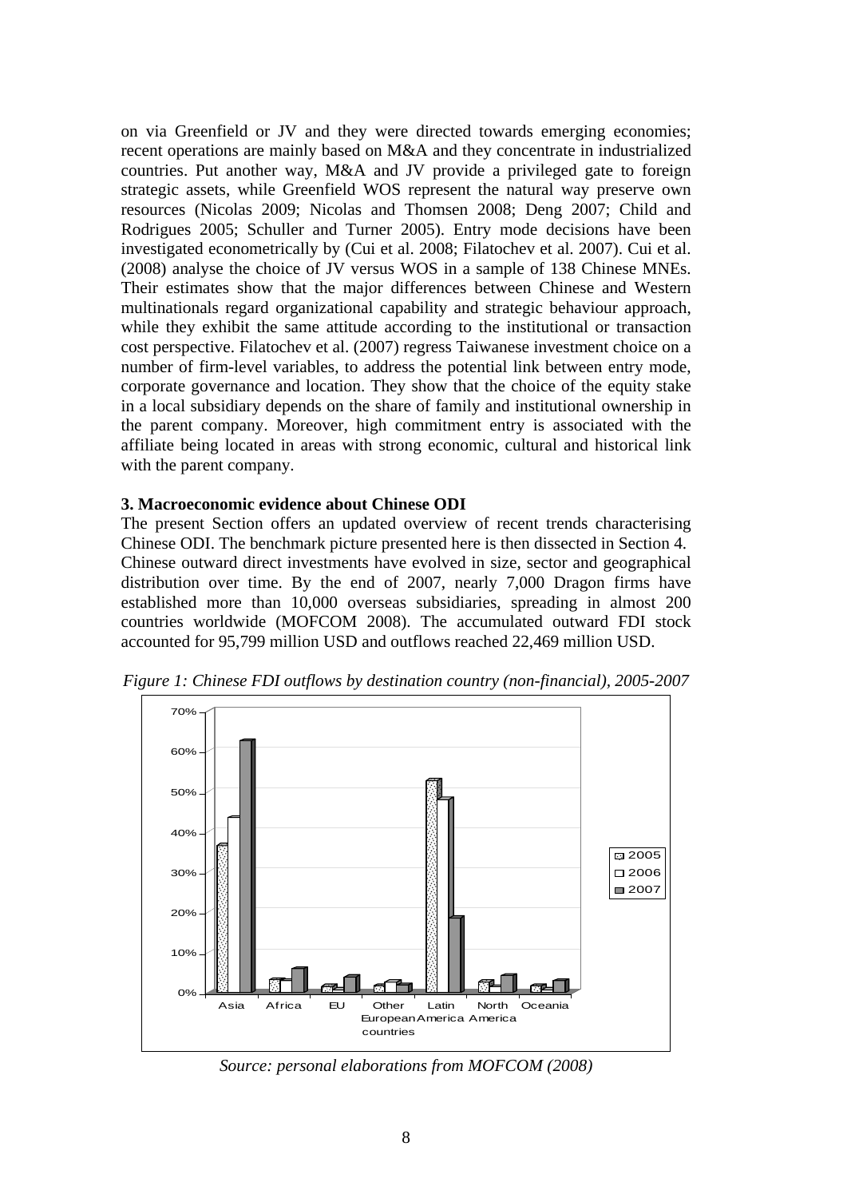on via Greenfield or JV and they were directed towards emerging economies; recent operations are mainly based on M&A and they concentrate in industrialized countries. Put another way, M&A and JV provide a privileged gate to foreign strategic assets, while Greenfield WOS represent the natural way preserve own resources (Nicolas 2009; Nicolas and Thomsen 2008; Deng 2007; Child and Rodrigues 2005; Schuller and Turner 2005). Entry mode decisions have been investigated econometrically by (Cui et al. 2008; Filatochev et al. 2007). Cui et al. (2008) analyse the choice of JV versus WOS in a sample of 138 Chinese MNEs. Their estimates show that the major differences between Chinese and Western multinationals regard organizational capability and strategic behaviour approach, while they exhibit the same attitude according to the institutional or transaction cost perspective. Filatochev et al. (2007) regress Taiwanese investment choice on a number of firm-level variables, to address the potential link between entry mode, corporate governance and location. They show that the choice of the equity stake in a local subsidiary depends on the share of family and institutional ownership in the parent company. Moreover, high commitment entry is associated with the affiliate being located in areas with strong economic, cultural and historical link with the parent company.

### 3. Macroeconomic evidence about Chinese ODI

The present Section offers an updated overview of recent trends characterising Chinese ODI. The benchmark picture presented here is then dissected in Section 4. Chinese outward direct investments have evolved in size, sector and geographical distribution over time. By the end of 2007, nearly 7,000 Dragon firms have established more than 10,000 overseas subsidiaries, spreading in almost 200 countries worldwide (MOFCOM 2008). The accumulated outward FDI stock accounted for 95,799 million USD and outflows reached 22,469 million USD.

*Figure 1: Chinese FDI outflows by destination country (non-financial), 2005-2007*

*Source: personal elaborations from MOFCOM (2008)*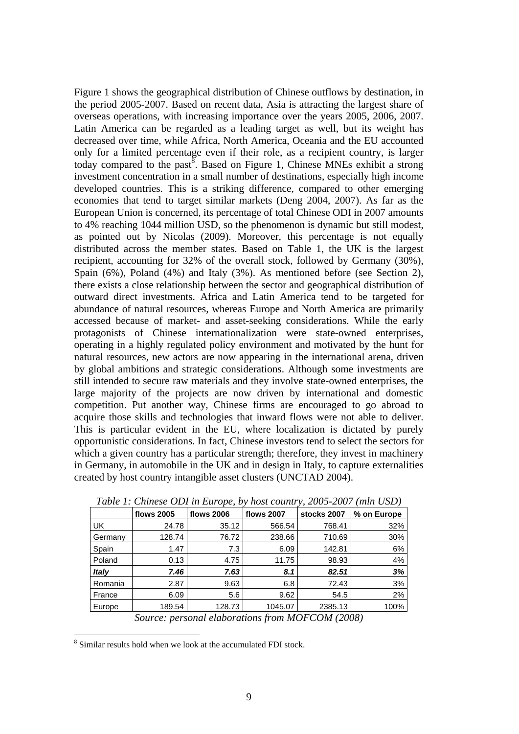Figure 1 shows the geographical distribution of Chinese outflows by destination, in the period 2005-2007. Based on recent data, Asia is attracting the largest share of overseas operations, with increasing importance over the years 2005, 2006, 2007. Latin America can be regarded as a leading target as well, but its weight has decreased over time, while Africa, North America, Oceania and the EU accounted only for a limited percentage even if their role, as a recipient country, is larger today compared to the past[8]. Based on Figure 1, Chinese MNEs exhibit a strong investment concentration in a small number of destinations, especially high income developed countries. This is a striking difference, compared to other emerging economies that tend to target similar markets (Deng 2004, 2007). As far as the European Union is concerned, its percentage of total Chinese ODI in 2007 amounts to 4% reaching 1044 million USD, so the phenomenon is dynamic but still modest, as pointed out by Nicolas (2009). Moreover, this percentage is not equally distributed across the member states. Based on Table 1, the UK is the largest recipient, accounting for 32% of the overall stock, followed by Germany (30%), Spain (6%), Poland (4%) and Italy (3%). As mentioned before (see Section 2), there exists a close relationship between the sector and geographical distribution of outward direct investments. Africa and Latin America tend to be targeted for abundance of natural resources, whereas Europe and North America are primarily accessed because of market- and asset-seeking considerations. While the early protagonists of Chinese internationalization were state-owned enterprises, operating in a highly regulated policy environment and motivated by the hunt for natural resources, new actors are now appearing in the international arena, driven by global ambitions and strategic considerations. Although some investments are still intended to secure raw materials and they involve state-owned enterprises, the large majority of the projects are now driven by international and domestic competition. Put another way, Chinese firms are encouraged to go abroad to acquire those skills and technologies that inward flows were not able to deliver. This is particular evident in the EU, where localization is dictated by purely opportunistic considerations. In fact, Chinese investors tend to select the sectors for which a given country has a particular strength; therefore, they invest in machinery in Germany, in automobile in the UK and in design in Italy, to capture externalities created by host country intangible asset clusters (UNCTAD 2004).

*Table 1: Chinese ODI in Europe, by host country, 2005-2007 (mln USD)*

| | flows 2005 | flows 2006 | flows 2007 | stocks 2007 | % on Europe |
|---|---|---|---|---|---|
| UK | 24.78 | 35.12 | 566.54 | 768.41 | 32% |
| Germany | 128.74 | 76.72 | 238.66 | 710.69 | 30% |
| Spain | 1.47 | 7.3 | 6.09 | 142.81 | 6% |
| Poland | 0.13 | 4.75 | 11.75 | 98.93 | 4% |
| ***Italy*** | ***7.46*** | ***7.63*** | ***8.1*** | ***82.51*** | ***3%*** |
| Romania | 2.87 | 9.63 | 6.8 | 72.43 | 3% |
| France | 6.09 | 5.6 | 9.62 | 54.5 | 2% |
| Europe | 189.54 | 128.73 | 1045.07 | 2385.13 | 100% |

*Source: personal elaborations from MOFCOM (2008)*

[8] Similar results hold when we look at the accumulated FDI stock.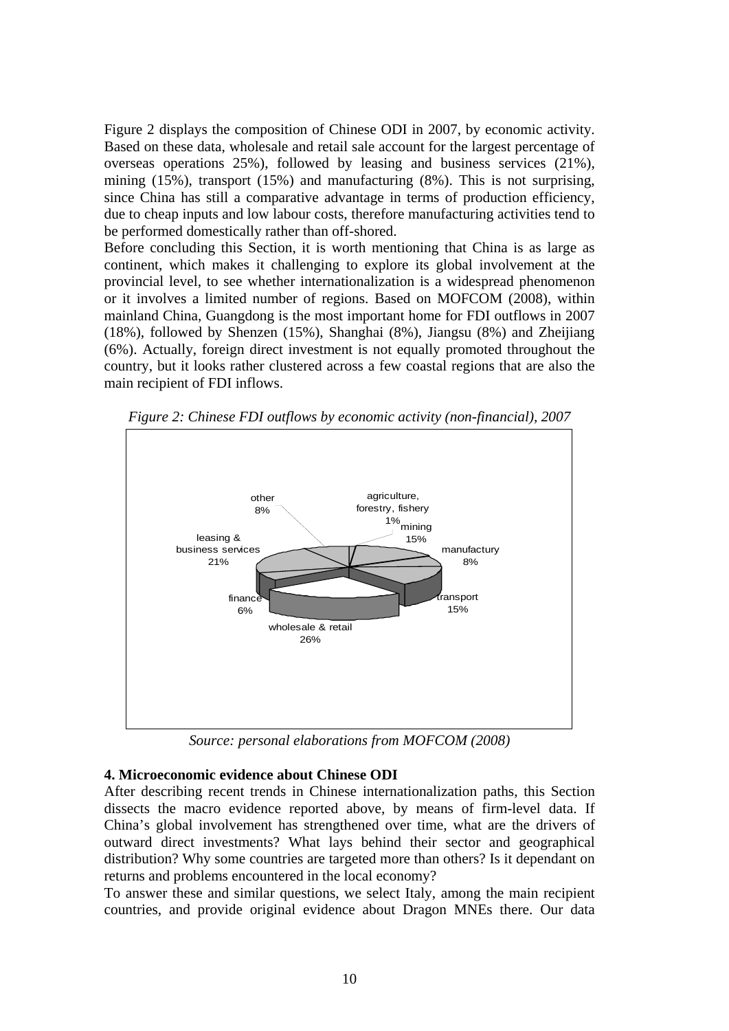Figure 2 displays the composition of Chinese ODI in 2007, by economic activity. Based on these data, wholesale and retail sale account for the largest percentage of overseas operations 25%), followed by leasing and business services (21%), mining (15%), transport (15%) and manufacturing (8%). This is not surprising, since China has still a comparative advantage in terms of production efficiency, due to cheap inputs and low labour costs, therefore manufacturing activities tend to be performed domestically rather than off-shored.

Before concluding this Section, it is worth mentioning that China is as large as continent, which makes it challenging to explore its global involvement at the provincial level, to see whether internationalization is a widespread phenomenon or it involves a limited number of regions. Based on MOFCOM (2008), within mainland China, Guangdong is the most important home for FDI outflows in 2007 (18%), followed by Shenzen (15%), Shanghai (8%), Jiangsu (8%) and Zheijiang (6%). Actually, foreign direct investment is not equally promoted throughout the country, but it looks rather clustered across a few coastal regions that are also the main recipient of FDI inflows.

*Figure 2: Chinese FDI outflows by economic activity (non-financial), 2007*

other 8%; agriculture, forestry, fishery 1%; mining 15%; manufactury 8%; transport 15%; wholesale & retail 26%; finance 6%; leasing & business services 21%

*Source: personal elaborations from MOFCOM (2008)*

**4. Microeconomic evidence about Chinese ODI**

After describing recent trends in Chinese internationalization paths, this Section dissects the macro evidence reported above, by means of firm-level data. If China's global involvement has strengthened over time, what are the drivers of outward direct investments? What lays behind their sector and geographical distribution? Why some countries are targeted more than others? Is it dependant on returns and problems encountered in the local economy?

To answer these and similar questions, we select Italy, among the main recipient countries, and provide original evidence about Dragon MNEs there. Our data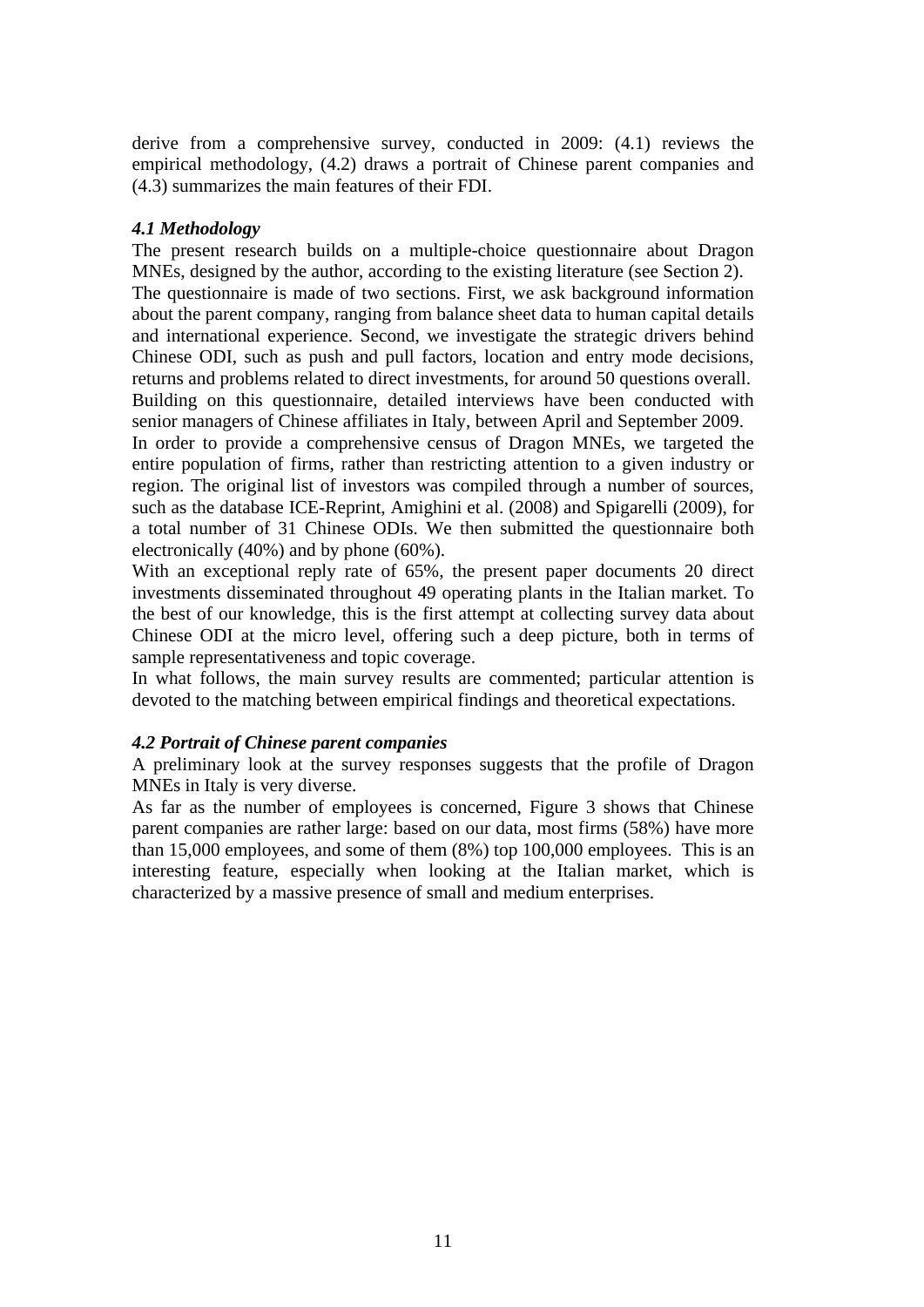derive from a comprehensive survey, conducted in 2009: (4.1) reviews the empirical methodology, (4.2) draws a portrait of Chinese parent companies and (4.3) summarizes the main features of their FDI.

### *4.1 Methodology*

The present research builds on a multiple-choice questionnaire about Dragon MNEs, designed by the author, according to the existing literature (see Section 2).

The questionnaire is made of two sections. First, we ask background information about the parent company, ranging from balance sheet data to human capital details and international experience. Second, we investigate the strategic drivers behind Chinese ODI, such as push and pull factors, location and entry mode decisions, returns and problems related to direct investments, for around 50 questions overall.

Building on this questionnaire, detailed interviews have been conducted with senior managers of Chinese affiliates in Italy, between April and September 2009.

In order to provide a comprehensive census of Dragon MNEs, we targeted the entire population of firms, rather than restricting attention to a given industry or region. The original list of investors was compiled through a number of sources, such as the database ICE-Reprint, Amighini et al. (2008) and Spigarelli (2009), for a total number of 31 Chinese ODIs. We then submitted the questionnaire both electronically (40%) and by phone (60%).

With an exceptional reply rate of 65%, the present paper documents 20 direct investments disseminated throughout 49 operating plants in the Italian market. To the best of our knowledge, this is the first attempt at collecting survey data about Chinese ODI at the micro level, offering such a deep picture, both in terms of sample representativeness and topic coverage.

In what follows, the main survey results are commented; particular attention is devoted to the matching between empirical findings and theoretical expectations.

### *4.2 Portrait of Chinese parent companies*

A preliminary look at the survey responses suggests that the profile of Dragon MNEs in Italy is very diverse.

As far as the number of employees is concerned, Figure 3 shows that Chinese parent companies are rather large: based on our data, most firms (58%) have more than 15,000 employees, and some of them (8%) top 100,000 employees. This is an interesting feature, especially when looking at the Italian market, which is characterized by a massive presence of small and medium enterprises.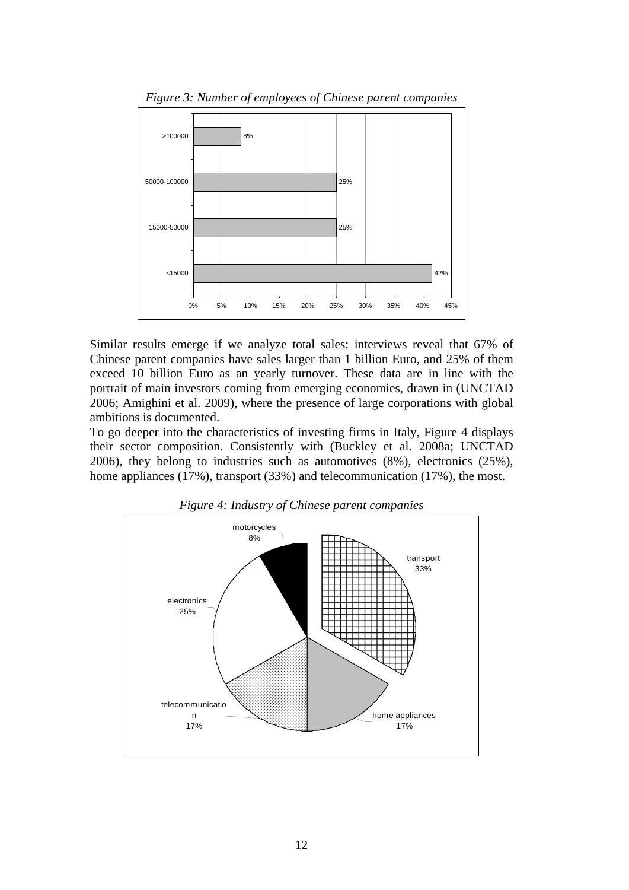*Figure 3: Number of employees of Chinese parent companies*

Similar results emerge if we analyze total sales: interviews reveal that 67% of Chinese parent companies have sales larger than 1 billion Euro, and 25% of them exceed 10 billion Euro as an yearly turnover. These data are in line with the portrait of main investors coming from emerging economies, drawn in (UNCTAD 2006; Amighini et al. 2009), where the presence of large corporations with global ambitions is documented.
To go deeper into the characteristics of investing firms in Italy, Figure 4 displays their sector composition. Consistently with (Buckley et al. 2008a; UNCTAD 2006), they belong to industries such as automotives (8%), electronics (25%), home appliances (17%), transport (33%) and telecommunication (17%), the most.

*Figure 4: Industry of Chinese parent companies*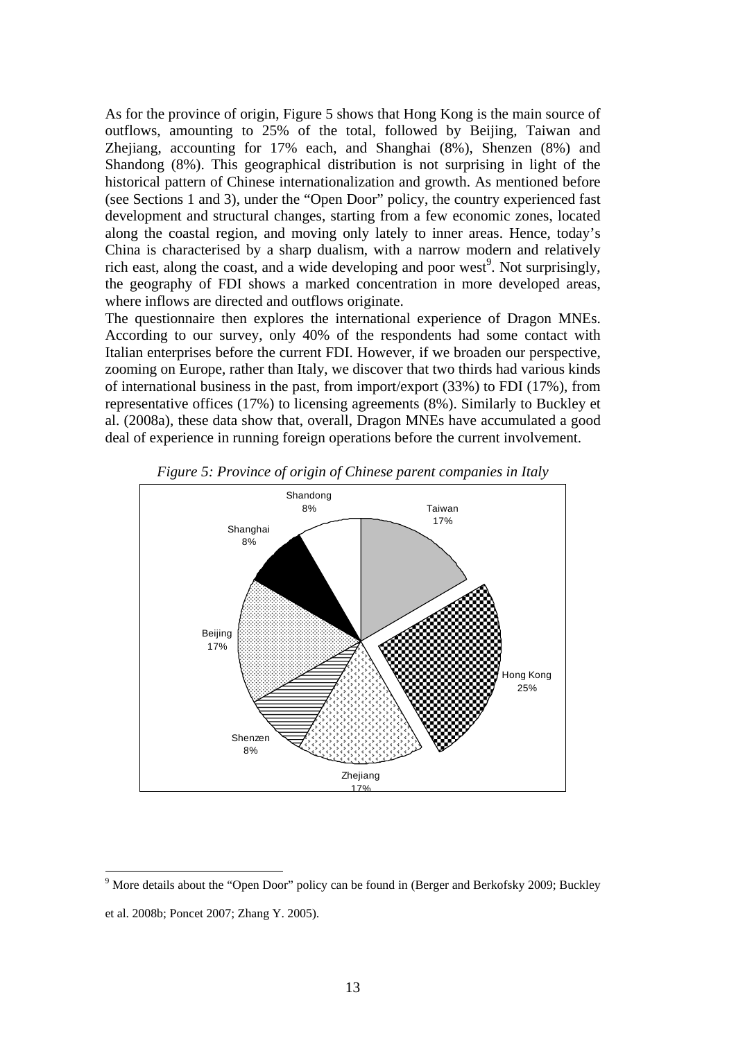As for the province of origin, Figure 5 shows that Hong Kong is the main source of outflows, amounting to 25% of the total, followed by Beijing, Taiwan and Zhejiang, accounting for 17% each, and Shanghai (8%), Shenzen (8%) and Shandong (8%). This geographical distribution is not surprising in light of the historical pattern of Chinese internationalization and growth. As mentioned before (see Sections 1 and 3), under the "Open Door" policy, the country experienced fast development and structural changes, starting from a few economic zones, located along the coastal region, and moving only lately to inner areas. Hence, today's China is characterised by a sharp dualism, with a narrow modern and relatively rich east, along the coast, and a wide developing and poor west[9]. Not surprisingly, the geography of FDI shows a marked concentration in more developed areas, where inflows are directed and outflows originate.

The questionnaire then explores the international experience of Dragon MNEs. According to our survey, only 40% of the respondents had some contact with Italian enterprises before the current FDI. However, if we broaden our perspective, zooming on Europe, rather than Italy, we discover that two thirds had various kinds of international business in the past, from import/export (33%) to FDI (17%), from representative offices (17%) to licensing agreements (8%). Similarly to Buckley et al. (2008a), these data show that, overall, Dragon MNEs have accumulated a good deal of experience in running foreign operations before the current involvement.

*Figure 5: Province of origin of Chinese parent companies in Italy*

Shandong 8%, Taiwan 17%, Hong Kong 25%, Zhejiang 17%, Shenzen 8%, Beijing 17%, Shanghai 8%

[9] More details about the "Open Door" policy can be found in (Berger and Berkofsky 2009; Buckley et al. 2008b; Poncet 2007; Zhang Y. 2005).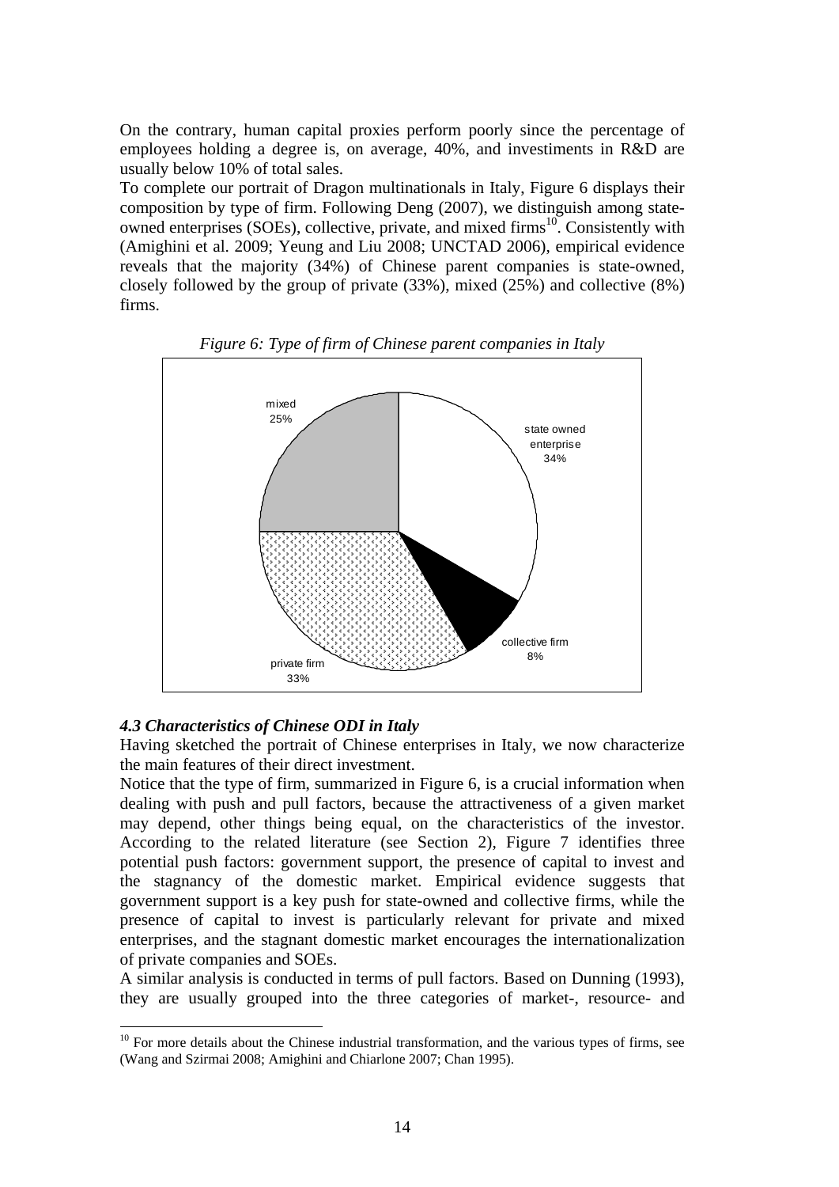On the contrary, human capital proxies perform poorly since the percentage of employees holding a degree is, on average, 40%, and investiments in R&D are usually below 10% of total sales.

To complete our portrait of Dragon multinationals in Italy, Figure 6 displays their composition by type of firm. Following Deng (2007), we distinguish among state-owned enterprises (SOEs), collective, private, and mixed firms[10]. Consistently with (Amighini et al. 2009; Yeung and Liu 2008; UNCTAD 2006), empirical evidence reveals that the majority (34%) of Chinese parent companies is state-owned, closely followed by the group of private (33%), mixed (25%) and collective (8%) firms.

*Figure 6: Type of firm of Chinese parent companies in Italy*

| Type of firm | Share |
|---|---|
| state owned enterprise | 34% |
| collective firm | 8% |
| private firm | 33% |
| mixed | 25% |

### *4.3 Characteristics of Chinese ODI in Italy*

Having sketched the portrait of Chinese enterprises in Italy, we now characterize the main features of their direct investment.

Notice that the type of firm, summarized in Figure 6, is a crucial information when dealing with push and pull factors, because the attractiveness of a given market may depend, other things being equal, on the characteristics of the investor. According to the related literature (see Section 2), Figure 7 identifies three potential push factors: government support, the presence of capital to invest and the stagnancy of the domestic market. Empirical evidence suggests that government support is a key push for state-owned and collective firms, while the presence of capital to invest is particularly relevant for private and mixed enterprises, and the stagnant domestic market encourages the internationalization of private companies and SOEs.

A similar analysis is conducted in terms of pull factors. Based on Dunning (1993), they are usually grouped into the three categories of market-, resource- and

[10] For more details about the Chinese industrial transformation, and the various types of firms, see (Wang and Szirmai 2008; Amighini and Chiarlone 2007; Chan 1995).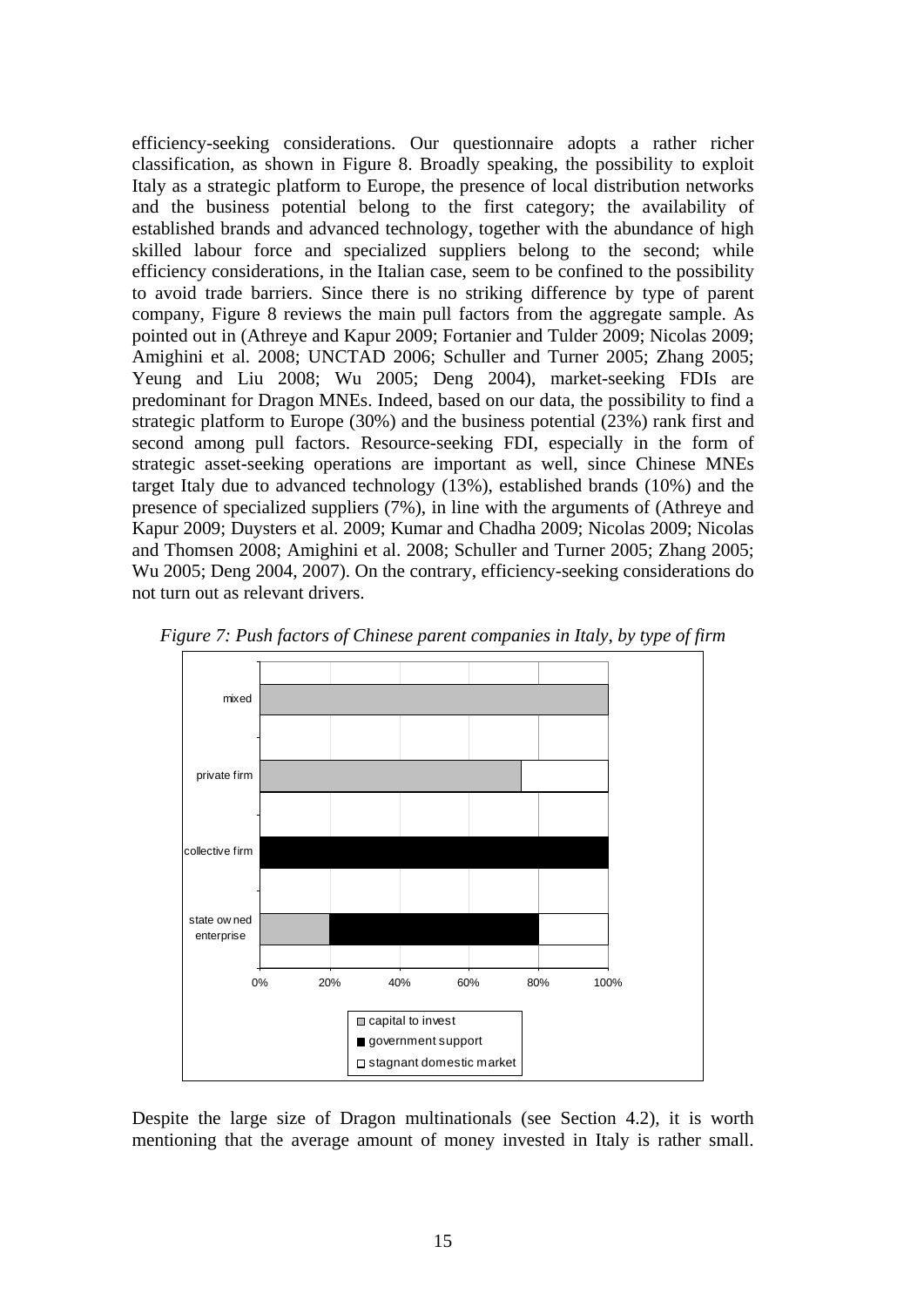efficiency-seeking considerations. Our questionnaire adopts a rather richer classification, as shown in Figure 8. Broadly speaking, the possibility to exploit Italy as a strategic platform to Europe, the presence of local distribution networks and the business potential belong to the first category; the availability of established brands and advanced technology, together with the abundance of high skilled labour force and specialized suppliers belong to the second; while efficiency considerations, in the Italian case, seem to be confined to the possibility to avoid trade barriers. Since there is no striking difference by type of parent company, Figure 8 reviews the main pull factors from the aggregate sample. As pointed out in (Athreye and Kapur 2009; Fortanier and Tulder 2009; Nicolas 2009; Amighini et al. 2008; UNCTAD 2006; Schuller and Turner 2005; Zhang 2005; Yeung and Liu 2008; Wu 2005; Deng 2004), market-seeking FDIs are predominant for Dragon MNEs. Indeed, based on our data, the possibility to find a strategic platform to Europe (30%) and the business potential (23%) rank first and second among pull factors. Resource-seeking FDI, especially in the form of strategic asset-seeking operations are important as well, since Chinese MNEs target Italy due to advanced technology (13%), established brands (10%) and the presence of specialized suppliers (7%), in line with the arguments of (Athreye and Kapur 2009; Duysters et al. 2009; Kumar and Chadha 2009; Nicolas 2009; Nicolas and Thomsen 2008; Amighini et al. 2008; Schuller and Turner 2005; Zhang 2005; Wu 2005; Deng 2004, 2007). On the contrary, efficiency-seeking considerations do not turn out as relevant drivers.

*Figure 7: Push factors of Chinese parent companies in Italy, by type of firm*

Despite the large size of Dragon multinationals (see Section 4.2), it is worth mentioning that the average amount of money invested in Italy is rather small.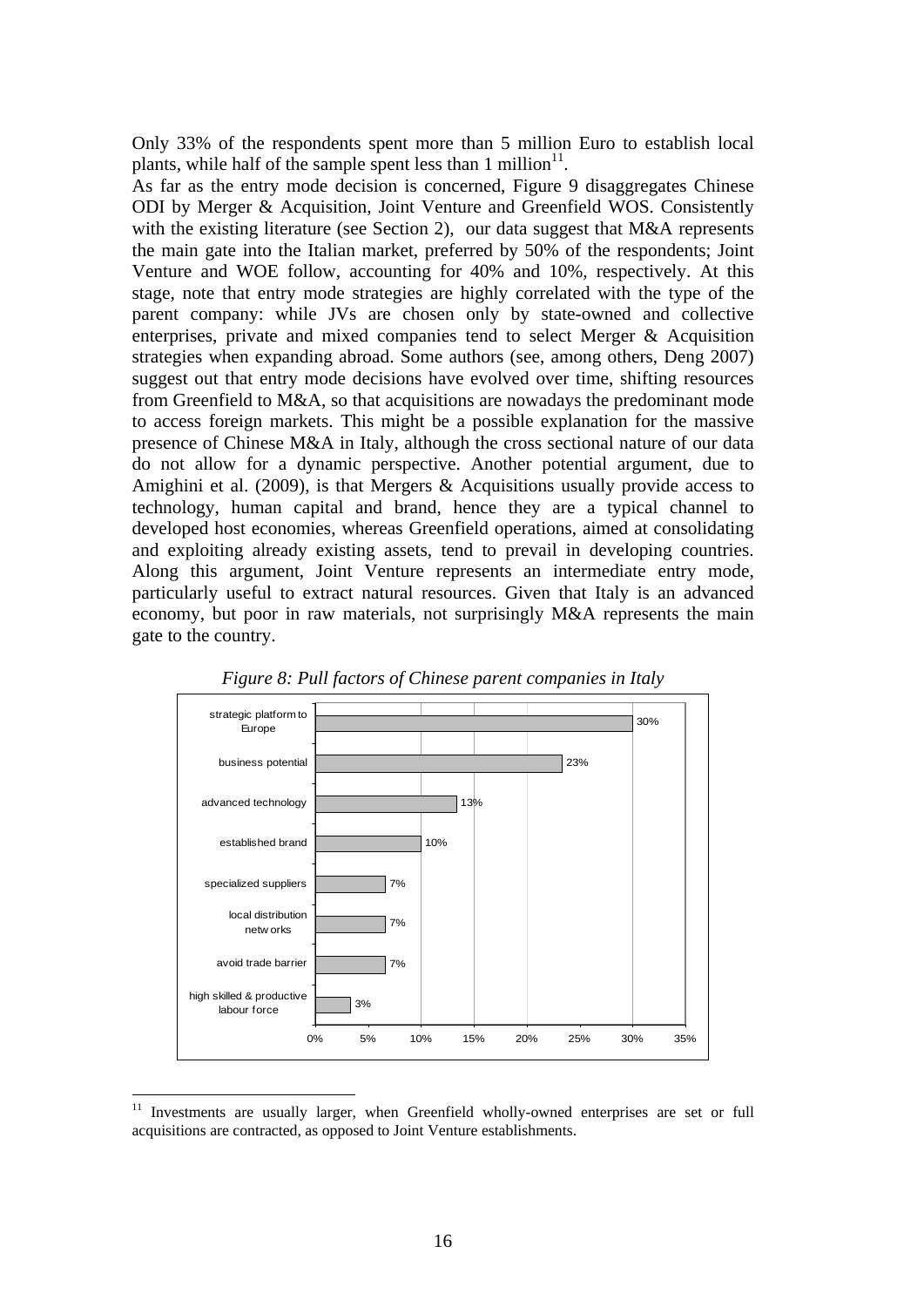Only 33% of the respondents spent more than 5 million Euro to establish local plants, while half of the sample spent less than 1 million[11].

As far as the entry mode decision is concerned, Figure 9 disaggregates Chinese ODI by Merger & Acquisition, Joint Venture and Greenfield WOS. Consistently with the existing literature (see Section 2), our data suggest that M&A represents the main gate into the Italian market, preferred by 50% of the respondents; Joint Venture and WOE follow, accounting for 40% and 10%, respectively. At this stage, note that entry mode strategies are highly correlated with the type of the parent company: while JVs are chosen only by state-owned and collective enterprises, private and mixed companies tend to select Merger & Acquisition strategies when expanding abroad. Some authors (see, among others, Deng 2007) suggest out that entry mode decisions have evolved over time, shifting resources from Greenfield to M&A, so that acquisitions are nowadays the predominant mode to access foreign markets. This might be a possible explanation for the massive presence of Chinese M&A in Italy, although the cross sectional nature of our data do not allow for a dynamic perspective. Another potential argument, due to Amighini et al. (2009), is that Mergers & Acquisitions usually provide access to technology, human capital and brand, hence they are a typical channel to developed host economies, whereas Greenfield operations, aimed at consolidating and exploiting already existing assets, tend to prevail in developing countries. Along this argument, Joint Venture represents an intermediate entry mode, particularly useful to extract natural resources. Given that Italy is an advanced economy, but poor in raw materials, not surprisingly M&A represents the main gate to the country.

*Figure 8: Pull factors of Chinese parent companies in Italy*

| Pull factor | Share |
|---|---|
| strategic platform to Europe | 30% |
| business potential | 23% |
| advanced technology | 13% |
| established brand | 10% |
| specialized suppliers | 7% |
| local distribution networks | 7% |
| avoid trade barrier | 7% |
| high skilled & productive labour force | 3% |

[11] Investments are usually larger, when Greenfield wholly-owned enterprises are set or full acquisitions are contracted, as opposed to Joint Venture establishments.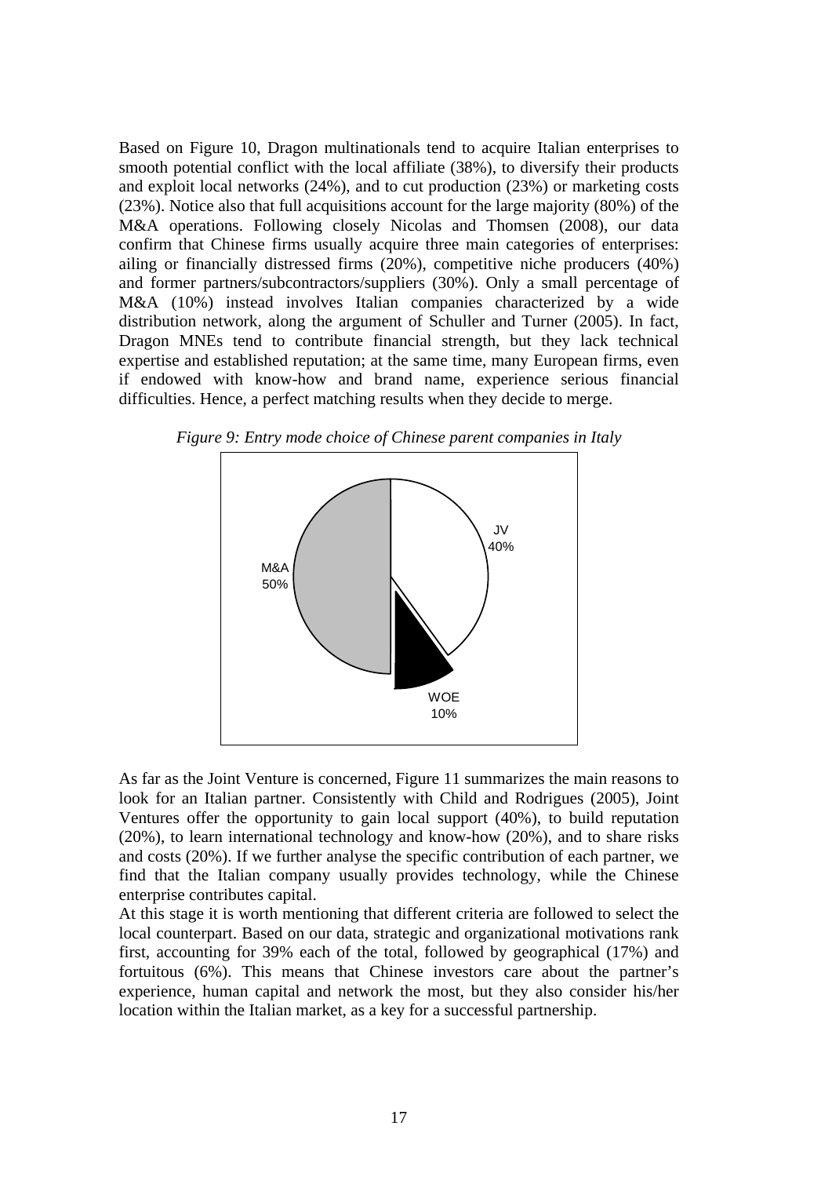Based on Figure 10, Dragon multinationals tend to acquire Italian enterprises to smooth potential conflict with the local affiliate (38%), to diversify their products and exploit local networks (24%), and to cut production (23%) or marketing costs (23%). Notice also that full acquisitions account for the large majority (80%) of the M&A operations. Following closely Nicolas and Thomsen (2008), our data confirm that Chinese firms usually acquire three main categories of enterprises: ailing or financially distressed firms (20%), competitive niche producers (40%) and former partners/subcontractors/suppliers (30%). Only a small percentage of M&A (10%) instead involves Italian companies characterized by a wide distribution network, along the argument of Schuller and Turner (2005). In fact, Dragon MNEs tend to contribute financial strength, but they lack technical expertise and established reputation; at the same time, many European firms, even if endowed with know-how and brand name, experience serious financial difficulties. Hence, a perfect matching results when they decide to merge.

*Figure 9: Entry mode choice of Chinese parent companies in Italy*

JV 40%

M&A 50%

WOE 10%

As far as the Joint Venture is concerned, Figure 11 summarizes the main reasons to look for an Italian partner. Consistently with Child and Rodrigues (2005), Joint Ventures offer the opportunity to gain local support (40%), to build reputation (20%), to learn international technology and know-how (20%), and to share risks and costs (20%). If we further analyse the specific contribution of each partner, we find that the Italian company usually provides technology, while the Chinese enterprise contributes capital.

At this stage it is worth mentioning that different criteria are followed to select the local counterpart. Based on our data, strategic and organizational motivations rank first, accounting for 39% each of the total, followed by geographical (17%) and fortuitous (6%). This means that Chinese investors care about the partner's experience, human capital and network the most, but they also consider his/her location within the Italian market, as a key for a successful partnership.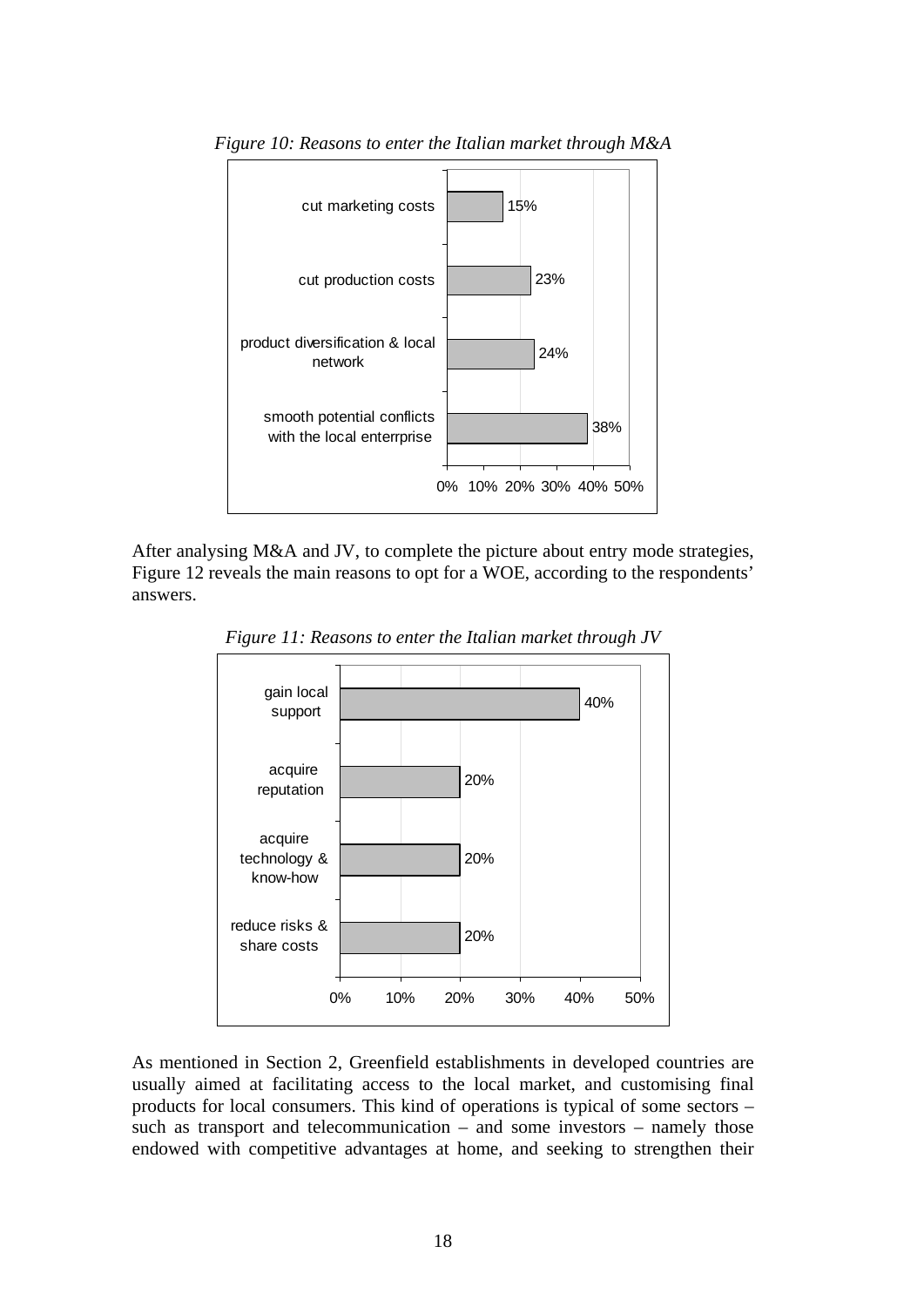*Figure 10: Reasons to enter the Italian market through M&A*

| Reason | Share |
|---|---|
| cut marketing costs | 15% |
| cut production costs | 23% |
| product diversification & local network | 24% |
| smooth potential conflicts with the local enterrprise | 38% |

After analysing M&A and JV, to complete the picture about entry mode strategies, Figure 12 reveals the main reasons to opt for a WOE, according to the respondents' answers.

*Figure 11: Reasons to enter the Italian market through JV*

| Reason | Share |
|---|---|
| gain local support | 40% |
| acquire reputation | 20% |
| acquire technology & know-how | 20% |
| reduce risks & share costs | 20% |

As mentioned in Section 2, Greenfield establishments in developed countries are usually aimed at facilitating access to the local market, and customising final products for local consumers. This kind of operations is typical of some sectors – such as transport and telecommunication – and some investors – namely those endowed with competitive advantages at home, and seeking to strengthen their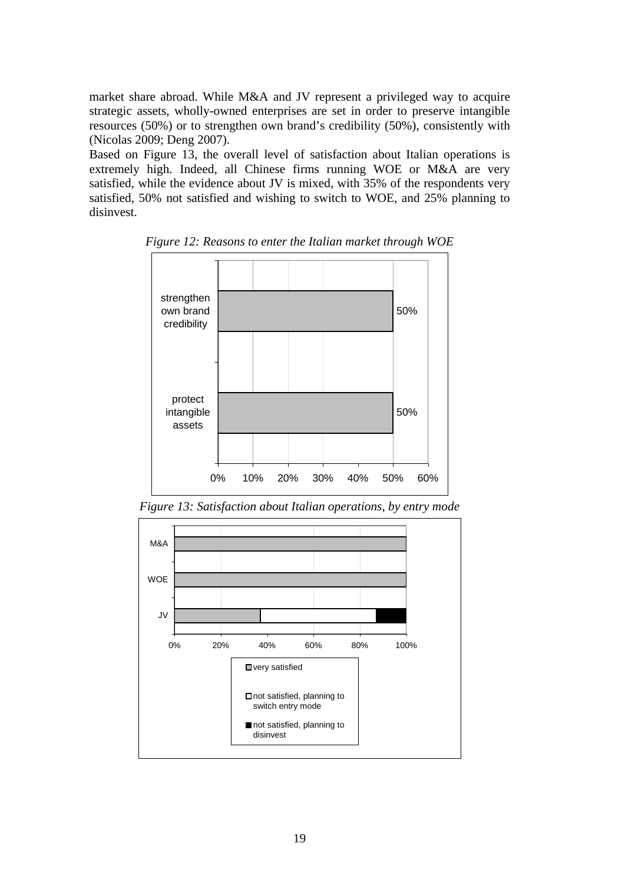market share abroad. While M&A and JV represent a privileged way to acquire strategic assets, wholly-owned enterprises are set in order to preserve intangible resources (50%) or to strengthen own brand's credibility (50%), consistently with (Nicolas 2009; Deng 2007).

Based on Figure 13, the overall level of satisfaction about Italian operations is extremely high. Indeed, all Chinese firms running WOE or M&A are very satisfied, while the evidence about JV is mixed, with 35% of the respondents very satisfied, 50% not satisfied and wishing to switch to WOE, and 25% planning to disinvest.

*Figure 12: Reasons to enter the Italian market through WOE*

| Reason | Share |
|---|---|
| strengthen own brand credibility | 50% |
| protect intangible assets | 50% |

*Figure 13: Satisfaction about Italian operations, by entry mode*

| Entry mode | very satisfied | not satisfied, planning to switch entry mode | not satisfied, planning to disinvest |
|---|---|---|---|
| M&A | 100% | | |
| WOE | 100% | | |
| JV | ~37% | ~50% | ~13% |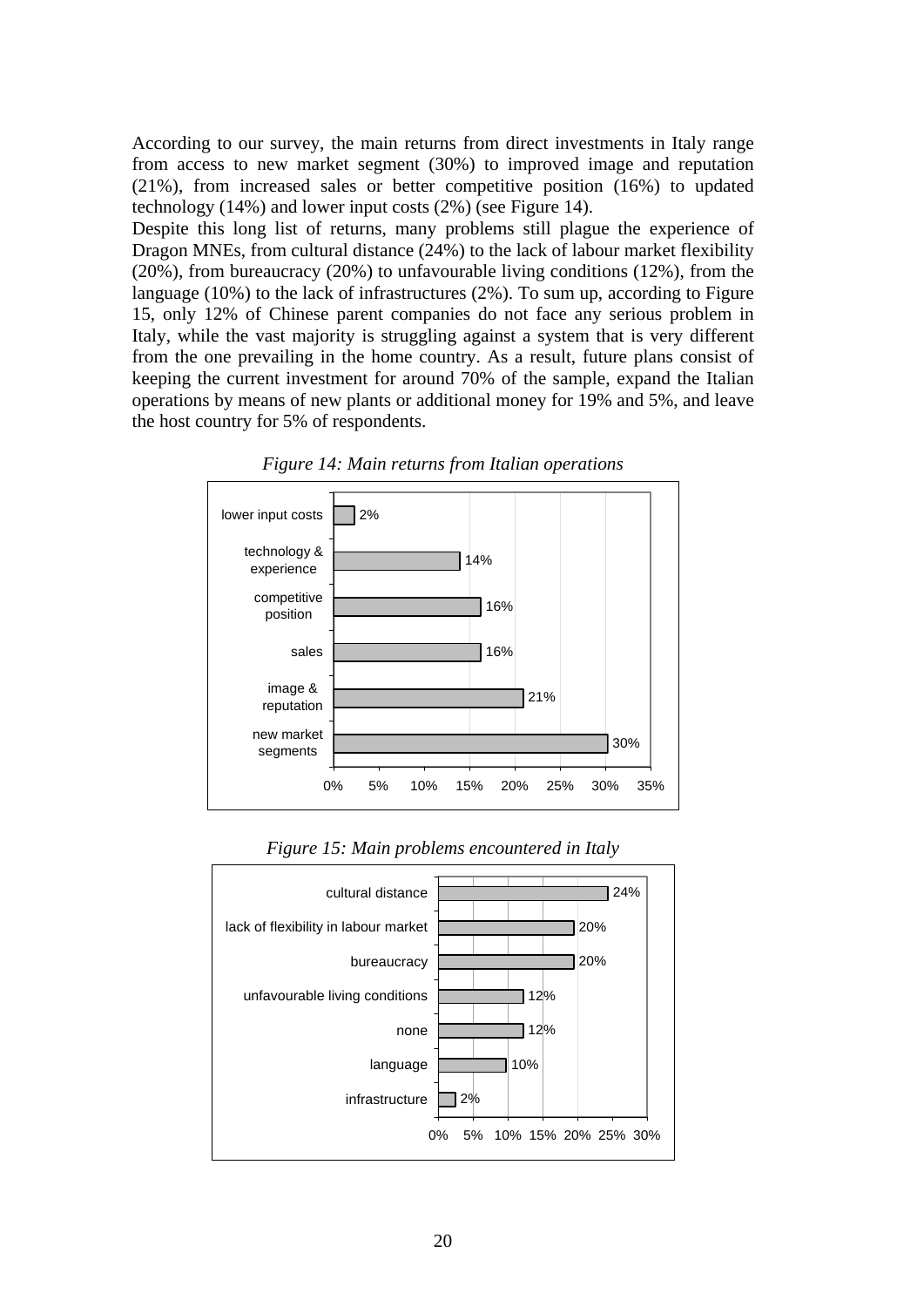According to our survey, the main returns from direct investments in Italy range from access to new market segment (30%) to improved image and reputation (21%), from increased sales or better competitive position (16%) to updated technology (14%) and lower input costs (2%) (see Figure 14).

Despite this long list of returns, many problems still plague the experience of Dragon MNEs, from cultural distance (24%) to the lack of labour market flexibility (20%), from bureaucracy (20%) to unfavourable living conditions (12%), from the language (10%) to the lack of infrastructures (2%). To sum up, according to Figure 15, only 12% of Chinese parent companies do not face any serious problem in Italy, while the vast majority is struggling against a system that is very different from the one prevailing in the home country. As a result, future plans consist of keeping the current investment for around 70% of the sample, expand the Italian operations by means of new plants or additional money for 19% and 5%, and leave the host country for 5% of respondents.

*Figure 14: Main returns from Italian operations*

| Return | % |
|---|---|
| lower input costs | 2% |
| technology & experience | 14% |
| competitive position | 16% |
| sales | 16% |
| image & reputation | 21% |
| new market segments | 30% |

*Figure 15: Main problems encountered in Italy*

| Problem | % |
|---|---|
| cultural distance | 24% |
| lack of flexibility in labour market | 20% |
| bureaucracy | 20% |
| unfavourable living conditions | 12% |
| none | 12% |
| language | 10% |
| infrastructure | 2% |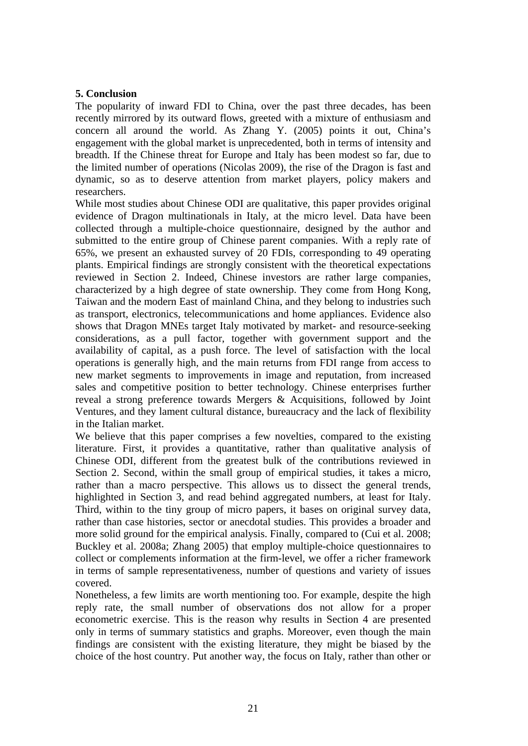## 5. Conclusion

The popularity of inward FDI to China, over the past three decades, has been recently mirrored by its outward flows, greeted with a mixture of enthusiasm and concern all around the world. As Zhang Y. (2005) points it out, China's engagement with the global market is unprecedented, both in terms of intensity and breadth. If the Chinese threat for Europe and Italy has been modest so far, due to the limited number of operations (Nicolas 2009), the rise of the Dragon is fast and dynamic, so as to deserve attention from market players, policy makers and researchers.

While most studies about Chinese ODI are qualitative, this paper provides original evidence of Dragon multinationals in Italy, at the micro level. Data have been collected through a multiple-choice questionnaire, designed by the author and submitted to the entire group of Chinese parent companies. With a reply rate of 65%, we present an exhausted survey of 20 FDIs, corresponding to 49 operating plants. Empirical findings are strongly consistent with the theoretical expectations reviewed in Section 2. Indeed, Chinese investors are rather large companies, characterized by a high degree of state ownership. They come from Hong Kong, Taiwan and the modern East of mainland China, and they belong to industries such as transport, electronics, telecommunications and home appliances. Evidence also shows that Dragon MNEs target Italy motivated by market- and resource-seeking considerations, as a pull factor, together with government support and the availability of capital, as a push force. The level of satisfaction with the local operations is generally high, and the main returns from FDI range from access to new market segments to improvements in image and reputation, from increased sales and competitive position to better technology. Chinese enterprises further reveal a strong preference towards Mergers & Acquisitions, followed by Joint Ventures, and they lament cultural distance, bureaucracy and the lack of flexibility in the Italian market.

We believe that this paper comprises a few novelties, compared to the existing literature. First, it provides a quantitative, rather than qualitative analysis of Chinese ODI, different from the greatest bulk of the contributions reviewed in Section 2. Second, within the small group of empirical studies, it takes a micro, rather than a macro perspective. This allows us to dissect the general trends, highlighted in Section 3, and read behind aggregated numbers, at least for Italy. Third, within to the tiny group of micro papers, it bases on original survey data, rather than case histories, sector or anecdotal studies. This provides a broader and more solid ground for the empirical analysis. Finally, compared to (Cui et al. 2008; Buckley et al. 2008a; Zhang 2005) that employ multiple-choice questionnaires to collect or complements information at the firm-level, we offer a richer framework in terms of sample representativeness, number of questions and variety of issues covered.

Nonetheless, a few limits are worth mentioning too. For example, despite the high reply rate, the small number of observations dos not allow for a proper econometric exercise. This is the reason why results in Section 4 are presented only in terms of summary statistics and graphs. Moreover, even though the main findings are consistent with the existing literature, they might be biased by the choice of the host country. Put another way, the focus on Italy, rather than other or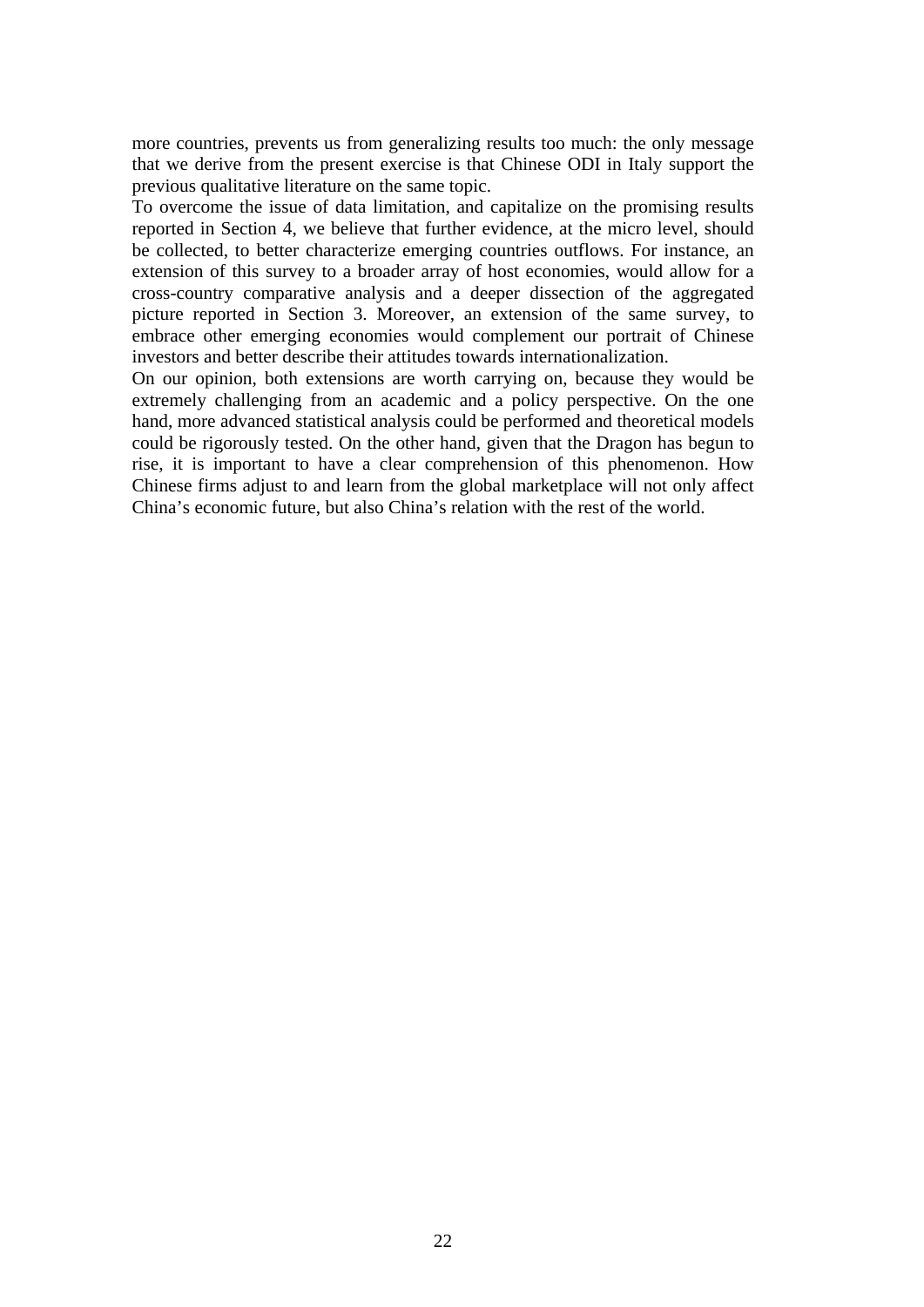more countries, prevents us from generalizing results too much: the only message that we derive from the present exercise is that Chinese ODI in Italy support the previous qualitative literature on the same topic.

To overcome the issue of data limitation, and capitalize on the promising results reported in Section 4, we believe that further evidence, at the micro level, should be collected, to better characterize emerging countries outflows. For instance, an extension of this survey to a broader array of host economies, would allow for a cross-country comparative analysis and a deeper dissection of the aggregated picture reported in Section 3. Moreover, an extension of the same survey, to embrace other emerging economies would complement our portrait of Chinese investors and better describe their attitudes towards internationalization.

On our opinion, both extensions are worth carrying on, because they would be extremely challenging from an academic and a policy perspective. On the one hand, more advanced statistical analysis could be performed and theoretical models could be rigorously tested. On the other hand, given that the Dragon has begun to rise, it is important to have a clear comprehension of this phenomenon. How Chinese firms adjust to and learn from the global marketplace will not only affect China's economic future, but also China's relation with the rest of the world.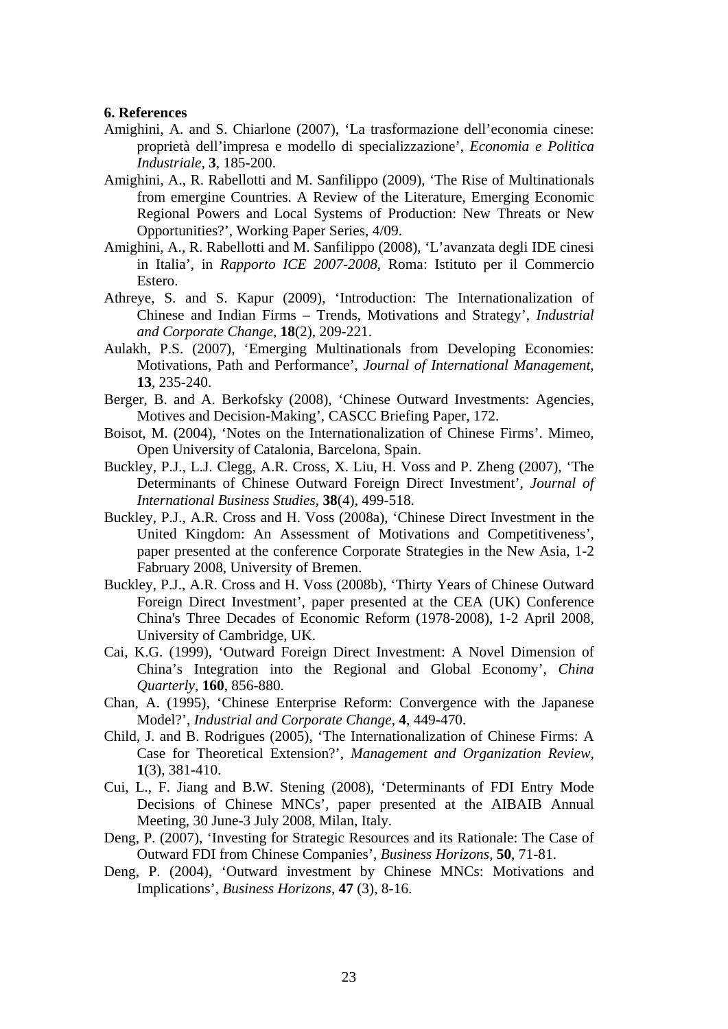**6. References**

Amighini, A. and S. Chiarlone (2007), 'La trasformazione dell'economia cinese: proprietà dell'impresa e modello di specializzazione', *Economia e Politica Industriale*, **3**, 185-200.

Amighini, A., R. Rabellotti and M. Sanfilippo (2009), 'The Rise of Multinationals from emergine Countries. A Review of the Literature, Emerging Economic Regional Powers and Local Systems of Production: New Threats or New Opportunities?', Working Paper Series, 4/09.

Amighini, A., R. Rabellotti and M. Sanfilippo (2008), 'L'avanzata degli IDE cinesi in Italia', in *Rapporto ICE 2007-2008*, Roma: Istituto per il Commercio Estero.

Athreye, S. and S. Kapur (2009), 'Introduction: The Internationalization of Chinese and Indian Firms – Trends, Motivations and Strategy', *Industrial and Corporate Change*, **18**(2), 209-221.

Aulakh, P.S. (2007), 'Emerging Multinationals from Developing Economies: Motivations, Path and Performance', *Journal of International Management*, **13**, 235-240.

Berger, B. and A. Berkofsky (2008), 'Chinese Outward Investments: Agencies, Motives and Decision-Making', CASCC Briefing Paper, 172.

Boisot, M. (2004), 'Notes on the Internationalization of Chinese Firms'. Mimeo, Open University of Catalonia, Barcelona, Spain.

Buckley, P.J., L.J. Clegg, A.R. Cross, X. Liu, H. Voss and P. Zheng (2007), 'The Determinants of Chinese Outward Foreign Direct Investment', *Journal of International Business Studies*, **38**(4), 499-518.

Buckley, P.J., A.R. Cross and H. Voss (2008a), 'Chinese Direct Investment in the United Kingdom: An Assessment of Motivations and Competitiveness', paper presented at the conference Corporate Strategies in the New Asia, 1-2 Fabruary 2008, University of Bremen.

Buckley, P.J., A.R. Cross and H. Voss (2008b), 'Thirty Years of Chinese Outward Foreign Direct Investment', paper presented at the CEA (UK) Conference China's Three Decades of Economic Reform (1978-2008), 1-2 April 2008, University of Cambridge, UK.

Cai, K.G. (1999), 'Outward Foreign Direct Investment: A Novel Dimension of China's Integration into the Regional and Global Economy', *China Quarterly*, **160**, 856-880.

Chan, A. (1995), 'Chinese Enterprise Reform: Convergence with the Japanese Model?', *Industrial and Corporate Change*, **4**, 449-470.

Child, J. and B. Rodrigues (2005), 'The Internationalization of Chinese Firms: A Case for Theoretical Extension?', *Management and Organization Review*, **1**(3), 381-410.

Cui, L., F. Jiang and B.W. Stening (2008), 'Determinants of FDI Entry Mode Decisions of Chinese MNCs', paper presented at the AIBAIB Annual Meeting, 30 June-3 July 2008, Milan, Italy.

Deng, P. (2007), 'Investing for Strategic Resources and its Rationale: The Case of Outward FDI from Chinese Companies', *Business Horizons*, **50**, 71-81.

Deng, P. (2004), 'Outward investment by Chinese MNCs: Motivations and Implications', *Business Horizons*, **47** (3), 8-16.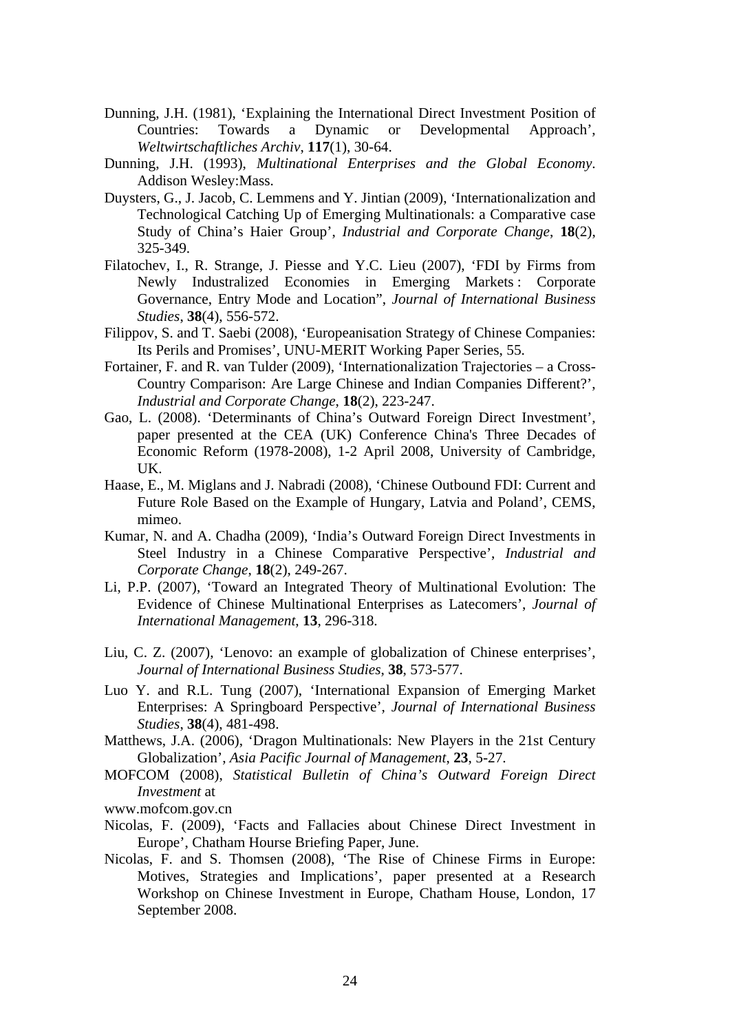Dunning, J.H. (1981), 'Explaining the International Direct Investment Position of Countries: Towards a Dynamic or Developmental Approach', *Weltwirtschaftliches Archiv*, **117**(1), 30-64.

Dunning, J.H. (1993), *Multinational Enterprises and the Global Economy*. Addison Wesley:Mass.

Duysters, G., J. Jacob, C. Lemmens and Y. Jintian (2009), 'Internationalization and Technological Catching Up of Emerging Multinationals: a Comparative case Study of China's Haier Group', *Industrial and Corporate Change*, **18**(2), 325-349.

Filatochev, I., R. Strange, J. Piesse and Y.C. Lieu (2007), 'FDI by Firms from Newly Industralized Economies in Emerging Markets : Corporate Governance, Entry Mode and Location", *Journal of International Business Studies*, **38**(4), 556-572.

Filippov, S. and T. Saebi (2008), 'Europeanisation Strategy of Chinese Companies: Its Perils and Promises', UNU-MERIT Working Paper Series, 55.

Fortainer, F. and R. van Tulder (2009), 'Internationalization Trajectories – a Cross-Country Comparison: Are Large Chinese and Indian Companies Different?', *Industrial and Corporate Change*, **18**(2), 223-247.

Gao, L. (2008). 'Determinants of China's Outward Foreign Direct Investment', paper presented at the CEA (UK) Conference China's Three Decades of Economic Reform (1978-2008), 1-2 April 2008, University of Cambridge, UK.

Haase, E., M. Miglans and J. Nabradi (2008), 'Chinese Outbound FDI: Current and Future Role Based on the Example of Hungary, Latvia and Poland', CEMS, mimeo.

Kumar, N. and A. Chadha (2009), 'India's Outward Foreign Direct Investments in Steel Industry in a Chinese Comparative Perspective', *Industrial and Corporate Change*, **18**(2), 249-267.

Li, P.P. (2007), 'Toward an Integrated Theory of Multinational Evolution: The Evidence of Chinese Multinational Enterprises as Latecomers', *Journal of International Management*, **13**, 296-318.

Liu, C. Z. (2007), 'Lenovo: an example of globalization of Chinese enterprises', *Journal of International Business Studies*, **38**, 573-577.

Luo Y. and R.L. Tung (2007), 'International Expansion of Emerging Market Enterprises: A Springboard Perspective', *Journal of International Business Studies*, **38**(4), 481-498.

Matthews, J.A. (2006), 'Dragon Multinationals: New Players in the 21st Century Globalization', *Asia Pacific Journal of Management*, **23**, 5-27.

MOFCOM (2008), *Statistical Bulletin of China's Outward Foreign Direct Investment* at
www.mofcom.gov.cn

Nicolas, F. (2009), 'Facts and Fallacies about Chinese Direct Investment in Europe', Chatham Hourse Briefing Paper, June.

Nicolas, F. and S. Thomsen (2008), 'The Rise of Chinese Firms in Europe: Motives, Strategies and Implications', paper presented at a Research Workshop on Chinese Investment in Europe, Chatham House, London, 17 September 2008.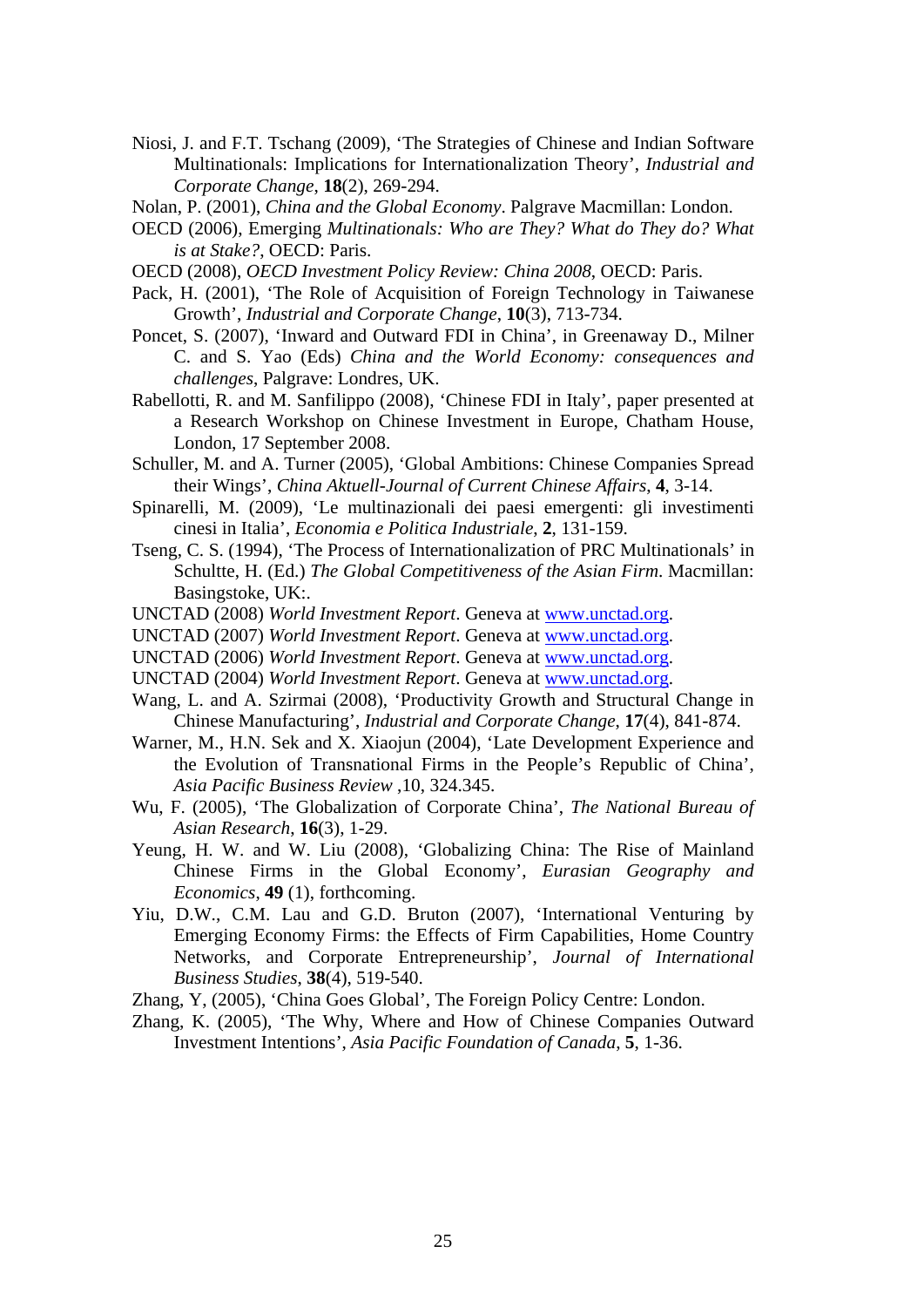Niosi, J. and F.T. Tschang (2009), 'The Strategies of Chinese and Indian Software Multinationals: Implications for Internationalization Theory', *Industrial and Corporate Change*, **18**(2), 269-294.

Nolan, P. (2001), *China and the Global Economy*. Palgrave Macmillan: London.

OECD (2006), Emerging *Multinationals: Who are They? What do They do? What is at Stake?*, OECD: Paris.

OECD (2008), *OECD Investment Policy Review: China 2008*, OECD: Paris.

Pack, H. (2001), 'The Role of Acquisition of Foreign Technology in Taiwanese Growth', *Industrial and Corporate Change*, **10**(3), 713-734.

Poncet, S. (2007), 'Inward and Outward FDI in China', in Greenaway D., Milner C. and S. Yao (Eds) *China and the World Economy: consequences and challenges*, Palgrave: Londres, UK.

Rabellotti, R. and M. Sanfilippo (2008), 'Chinese FDI in Italy', paper presented at a Research Workshop on Chinese Investment in Europe, Chatham House, London, 17 September 2008.

Schuller, M. and A. Turner (2005), 'Global Ambitions: Chinese Companies Spread their Wings', *China Aktuell-Journal of Current Chinese Affairs*, **4**, 3-14.

Spinarelli, M. (2009), 'Le multinazionali dei paesi emergenti: gli investimenti cinesi in Italia', *Economia e Politica Industriale*, **2**, 131-159.

Tseng, C. S. (1994), 'The Process of Internationalization of PRC Multinationals' in Schultte, H. (Ed.) *The Global Competitiveness of the Asian Firm*. Macmillan: Basingstoke, UK:.

UNCTAD (2008) *World Investment Report*. Geneva at www.unctad.org.

UNCTAD (2007) *World Investment Report*. Geneva at www.unctad.org.

UNCTAD (2006) *World Investment Report*. Geneva at www.unctad.org.

UNCTAD (2004) *World Investment Report*. Geneva at www.unctad.org.

Wang, L. and A. Szirmai (2008), 'Productivity Growth and Structural Change in Chinese Manufacturing', *Industrial and Corporate Change*, **17**(4), 841-874.

Warner, M., H.N. Sek and X. Xiaojun (2004), 'Late Development Experience and the Evolution of Transnational Firms in the People's Republic of China', *Asia Pacific Business Review* ,10, 324.345.

Wu, F. (2005), 'The Globalization of Corporate China', *The National Bureau of Asian Research*, **16**(3), 1-29.

Yeung, H. W. and W. Liu (2008), 'Globalizing China: The Rise of Mainland Chinese Firms in the Global Economy', *Eurasian Geography and Economics*, **49** (1), forthcoming.

Yiu, D.W., C.M. Lau and G.D. Bruton (2007), 'International Venturing by Emerging Economy Firms: the Effects of Firm Capabilities, Home Country Networks, and Corporate Entrepreneurship', *Journal of International Business Studies*, **38**(4), 519-540.

Zhang, Y, (2005), 'China Goes Global', The Foreign Policy Centre: London.

Zhang, K. (2005), 'The Why, Where and How of Chinese Companies Outward Investment Intentions', *Asia Pacific Foundation of Canada*, **5**, 1-36.